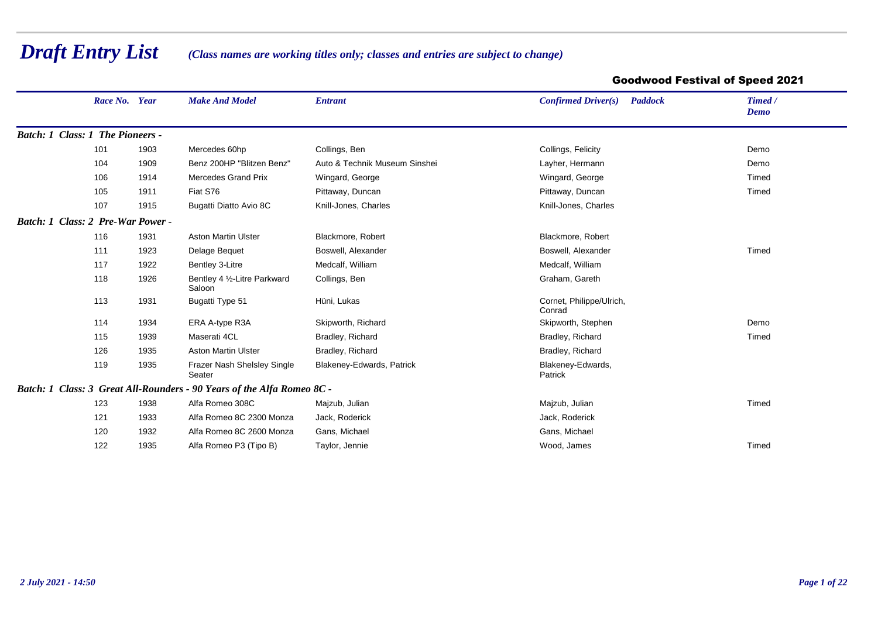# *Draft Entry List*

*(Class names are working titles only; classes and entries are subject to change)*

**Goodwood Festival of Speed 2021**

| Race No. | Year | Make And Model | Entrant | Confirmed Driver(s) | Paddock | Timed / Demo |
|---|---|---|---|---|---|---|
| ***Batch: 1 Class: 1 The Pioneers -*** | | | | | | |
| 101 | 1903 | Mercedes 60hp | Collings, Ben | Collings, Felicity | | Demo |
| 104 | 1909 | Benz 200HP "Blitzen Benz" | Auto & Technik Museum Sinshei | Layher, Hermann | | Demo |
| 106 | 1914 | Mercedes Grand Prix | Wingard, George | Wingard, George | | Timed |
| 105 | 1911 | Fiat S76 | Pittaway, Duncan | Pittaway, Duncan | | Timed |
| 107 | 1915 | Bugatti Diatto Avio 8C | Knill-Jones, Charles | Knill-Jones, Charles | | |
| ***Batch: 1 Class: 2 Pre-War Power -*** | | | | | | |
| 116 | 1931 | Aston Martin Ulster | Blackmore, Robert | Blackmore, Robert | | |
| 111 | 1923 | Delage Bequet | Boswell, Alexander | Boswell, Alexander | | Timed |
| 117 | 1922 | Bentley 3-Litre | Medcalf, William | Medcalf, William | | |
| 118 | 1926 | Bentley 4 ½-Litre Parkward Saloon | Collings, Ben | Graham, Gareth | | |
| 113 | 1931 | Bugatti Type 51 | Hüni, Lukas | Cornet, Philippe/Ulrich, Conrad | | |
| 114 | 1934 | ERA A-type R3A | Skipworth, Richard | Skipworth, Stephen | | Demo |
| 115 | 1939 | Maserati 4CL | Bradley, Richard | Bradley, Richard | | Timed |
| 126 | 1935 | Aston Martin Ulster | Bradley, Richard | Bradley, Richard | | |
| 119 | 1935 | Frazer Nash Shelsley Single Seater | Blakeney-Edwards, Patrick | Blakeney-Edwards, Patrick | | |
| ***Batch: 1 Class: 3 Great All-Rounders - 90 Years of the Alfa Romeo 8C -*** | | | | | | |
| 123 | 1938 | Alfa Romeo 308C | Majzub, Julian | Majzub, Julian | | Timed |
| 121 | 1933 | Alfa Romeo 8C 2300 Monza | Jack, Roderick | Jack, Roderick | | |
| 120 | 1932 | Alfa Romeo 8C 2600 Monza | Gans, Michael | Gans, Michael | | |
| 122 | 1935 | Alfa Romeo P3 (Tipo B) | Taylor, Jennie | Wood, James | | Timed |

*2 July 2021 - 14:50*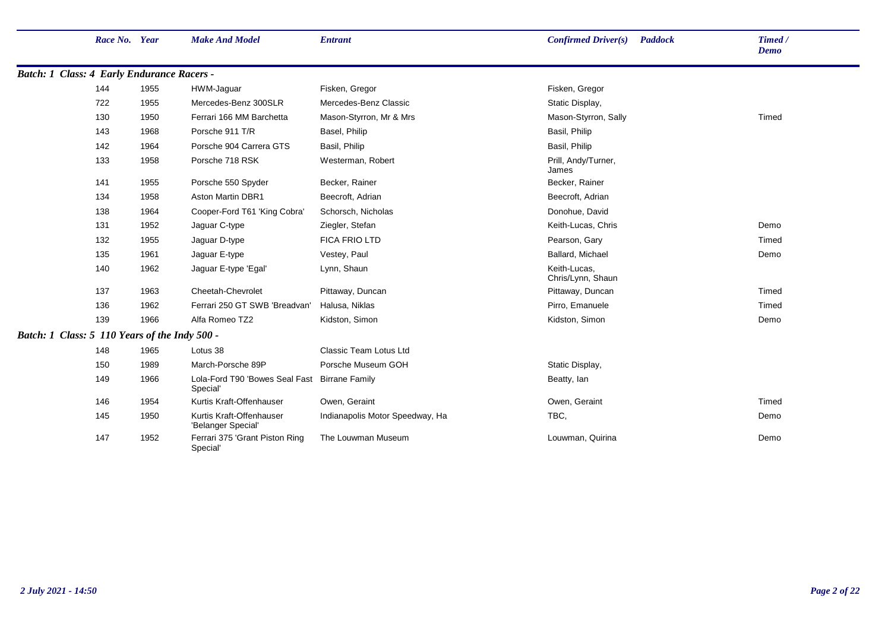| Race No. | Year | Make And Model | Entrant | Confirmed Driver(s) | Paddock | Timed / Demo |
|---|---|---|---|---|---|---|
| **Batch: 1 Class: 4 Early Endurance Racers -** | | | | | | |
| 144 | 1955 | HWM-Jaguar | Fisken, Gregor | Fisken, Gregor | | |
| 722 | 1955 | Mercedes-Benz 300SLR | Mercedes-Benz Classic | Static Display, | | |
| 130 | 1950 | Ferrari 166 MM Barchetta | Mason-Styrron, Mr & Mrs | Mason-Styrron, Sally | | Timed |
| 143 | 1968 | Porsche 911 T/R | Basel, Philip | Basil, Philip | | |
| 142 | 1964 | Porsche 904 Carrera GTS | Basil, Philip | Basil, Philip | | |
| 133 | 1958 | Porsche 718 RSK | Westerman, Robert | Prill, Andy/Turner, James | | |
| 141 | 1955 | Porsche 550 Spyder | Becker, Rainer | Becker, Rainer | | |
| 134 | 1958 | Aston Martin DBR1 | Beecroft, Adrian | Beecroft, Adrian | | |
| 138 | 1964 | Cooper-Ford T61 'King Cobra' | Schorsch, Nicholas | Donohue, David | | |
| 131 | 1952 | Jaguar C-type | Ziegler, Stefan | Keith-Lucas, Chris | | Demo |
| 132 | 1955 | Jaguar D-type | FICA FRIO LTD | Pearson, Gary | | Timed |
| 135 | 1961 | Jaguar E-type | Vestey, Paul | Ballard, Michael | | Demo |
| 140 | 1962 | Jaguar E-type 'Egal' | Lynn, Shaun | Keith-Lucas, Chris/Lynn, Shaun | | |
| 137 | 1963 | Cheetah-Chevrolet | Pittaway, Duncan | Pittaway, Duncan | | Timed |
| 136 | 1962 | Ferrari 250 GT SWB 'Breadvan' | Halusa, Niklas | Pirro, Emanuele | | Timed |
| 139 | 1966 | Alfa Romeo TZ2 | Kidston, Simon | Kidston, Simon | | Demo |
| **Batch: 1 Class: 5 110 Years of the Indy 500 -** | | | | | | |
| 148 | 1965 | Lotus 38 | Classic Team Lotus Ltd | | | |
| 150 | 1989 | March-Porsche 89P | Porsche Museum GOH | Static Display, | | |
| 149 | 1966 | Lola-Ford T90 'Bowes Seal Fast Special' | Birrane Family | Beatty, Ian | | |
| 146 | 1954 | Kurtis Kraft-Offenhauser | Owen, Geraint | Owen, Geraint | | Timed |
| 145 | 1950 | Kurtis Kraft-Offenhauser 'Belanger Special' | Indianapolis Motor Speedway, Ha | TBC, | | Demo |
| 147 | 1952 | Ferrari 375 'Grant Piston Ring Special' | The Louwman Museum | Louwman, Quirina | | Demo |

*2 July 2021 - 14:50*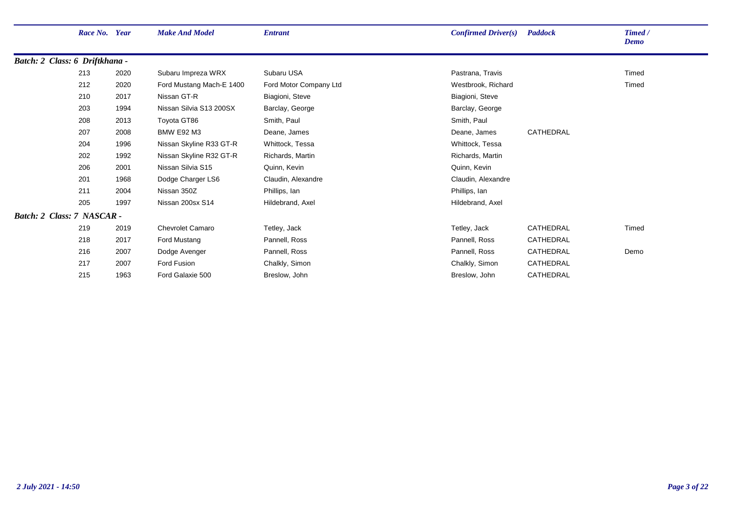| Race No. | Year | Make And Model | Entrant | Confirmed Driver(s) | Paddock | Timed / Demo |
|---|---|---|---|---|---|---|
| ***Batch: 2 Class: 6 Driftkhana -*** | | | | | | |
| 213 | 2020 | Subaru Impreza WRX | Subaru USA | Pastrana, Travis | | Timed |
| 212 | 2020 | Ford Mustang Mach-E 1400 | Ford Motor Company Ltd | Westbrook, Richard | | Timed |
| 210 | 2017 | Nissan GT-R | Biagioni, Steve | Biagioni, Steve | | |
| 203 | 1994 | Nissan Silvia S13 200SX | Barclay, George | Barclay, George | | |
| 208 | 2013 | Toyota GT86 | Smith, Paul | Smith, Paul | | |
| 207 | 2008 | BMW E92 M3 | Deane, James | Deane, James | CATHEDRAL | |
| 204 | 1996 | Nissan Skyline R33 GT-R | Whittock, Tessa | Whittock, Tessa | | |
| 202 | 1992 | Nissan Skyline R32 GT-R | Richards, Martin | Richards, Martin | | |
| 206 | 2001 | Nissan Silvia S15 | Quinn, Kevin | Quinn, Kevin | | |
| 201 | 1968 | Dodge Charger LS6 | Claudin, Alexandre | Claudin, Alexandre | | |
| 211 | 2004 | Nissan 350Z | Phillips, Ian | Phillips, Ian | | |
| 205 | 1997 | Nissan 200sx S14 | Hildebrand, Axel | Hildebrand, Axel | | |
| ***Batch: 2 Class: 7 NASCAR -*** | | | | | | |
| 219 | 2019 | Chevrolet Camaro | Tetley, Jack | Tetley, Jack | CATHEDRAL | Timed |
| 218 | 2017 | Ford Mustang | Pannell, Ross | Pannell, Ross | CATHEDRAL | |
| 216 | 2007 | Dodge Avenger | Pannell, Ross | Pannell, Ross | CATHEDRAL | Demo |
| 217 | 2007 | Ford Fusion | Chalkly, Simon | Chalkly, Simon | CATHEDRAL | |
| 215 | 1963 | Ford Galaxie 500 | Breslow, John | Breslow, John | CATHEDRAL | |

*2 July 2021 - 14:50*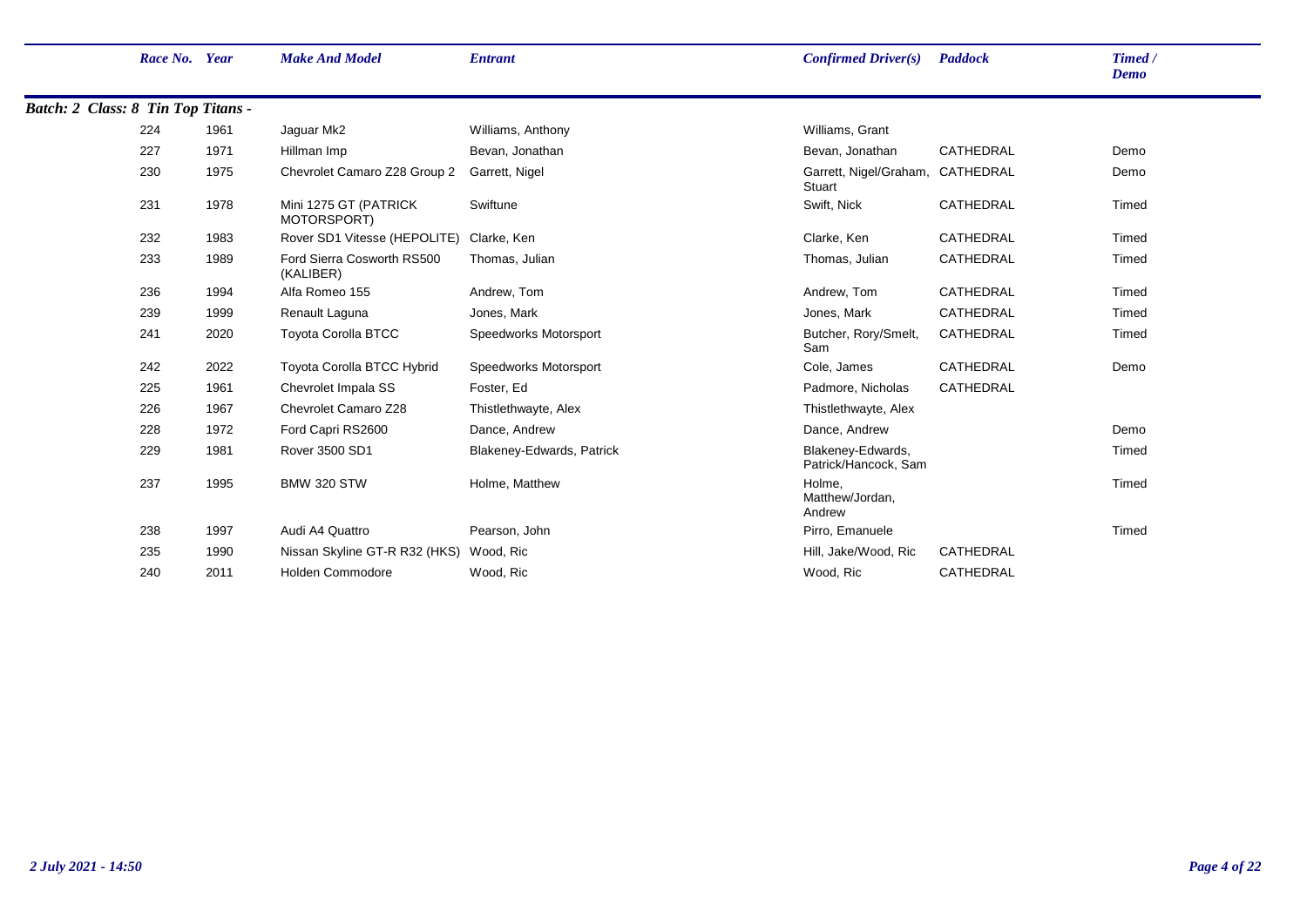| Race No. | Year | Make And Model | Entrant | Confirmed Driver(s) | Paddock | Timed / Demo |
|---|---|---|---|---|---|---|
| ***Batch: 2 Class: 8 Tin Top Titans -*** | | | | | | |
| 224 | 1961 | Jaguar Mk2 | Williams, Anthony | Williams, Grant | | |
| 227 | 1971 | Hillman Imp | Bevan, Jonathan | Bevan, Jonathan | CATHEDRAL | Demo |
| 230 | 1975 | Chevrolet Camaro Z28 Group 2 | Garrett, Nigel | Garrett, Nigel/Graham, Stuart | CATHEDRAL | Demo |
| 231 | 1978 | Mini 1275 GT (PATRICK MOTORSPORT) | Swiftune | Swift, Nick | CATHEDRAL | Timed |
| 232 | 1983 | Rover SD1 Vitesse (HEPOLITE) | Clarke, Ken | Clarke, Ken | CATHEDRAL | Timed |
| 233 | 1989 | Ford Sierra Cosworth RS500 (KALIBER) | Thomas, Julian | Thomas, Julian | CATHEDRAL | Timed |
| 236 | 1994 | Alfa Romeo 155 | Andrew, Tom | Andrew, Tom | CATHEDRAL | Timed |
| 239 | 1999 | Renault Laguna | Jones, Mark | Jones, Mark | CATHEDRAL | Timed |
| 241 | 2020 | Toyota Corolla BTCC | Speedworks Motorsport | Butcher, Rory/Smelt, Sam | CATHEDRAL | Timed |
| 242 | 2022 | Toyota Corolla BTCC Hybrid | Speedworks Motorsport | Cole, James | CATHEDRAL | Demo |
| 225 | 1961 | Chevrolet Impala SS | Foster, Ed | Padmore, Nicholas | CATHEDRAL | |
| 226 | 1967 | Chevrolet Camaro Z28 | Thistlethwayte, Alex | Thistlethwayte, Alex | | |
| 228 | 1972 | Ford Capri RS2600 | Dance, Andrew | Dance, Andrew | | Demo |
| 229 | 1981 | Rover 3500 SD1 | Blakeney-Edwards, Patrick | Blakeney-Edwards, Patrick/Hancock, Sam | | Timed |
| 237 | 1995 | BMW 320 STW | Holme, Matthew | Holme, Matthew/Jordan, Andrew | | Timed |
| 238 | 1997 | Audi A4 Quattro | Pearson, John | Pirro, Emanuele | | Timed |
| 235 | 1990 | Nissan Skyline GT-R R32 (HKS) | Wood, Ric | Hill, Jake/Wood, Ric | CATHEDRAL | |
| 240 | 2011 | Holden Commodore | Wood, Ric | Wood, Ric | CATHEDRAL | |

*2 July 2021 - 14:50*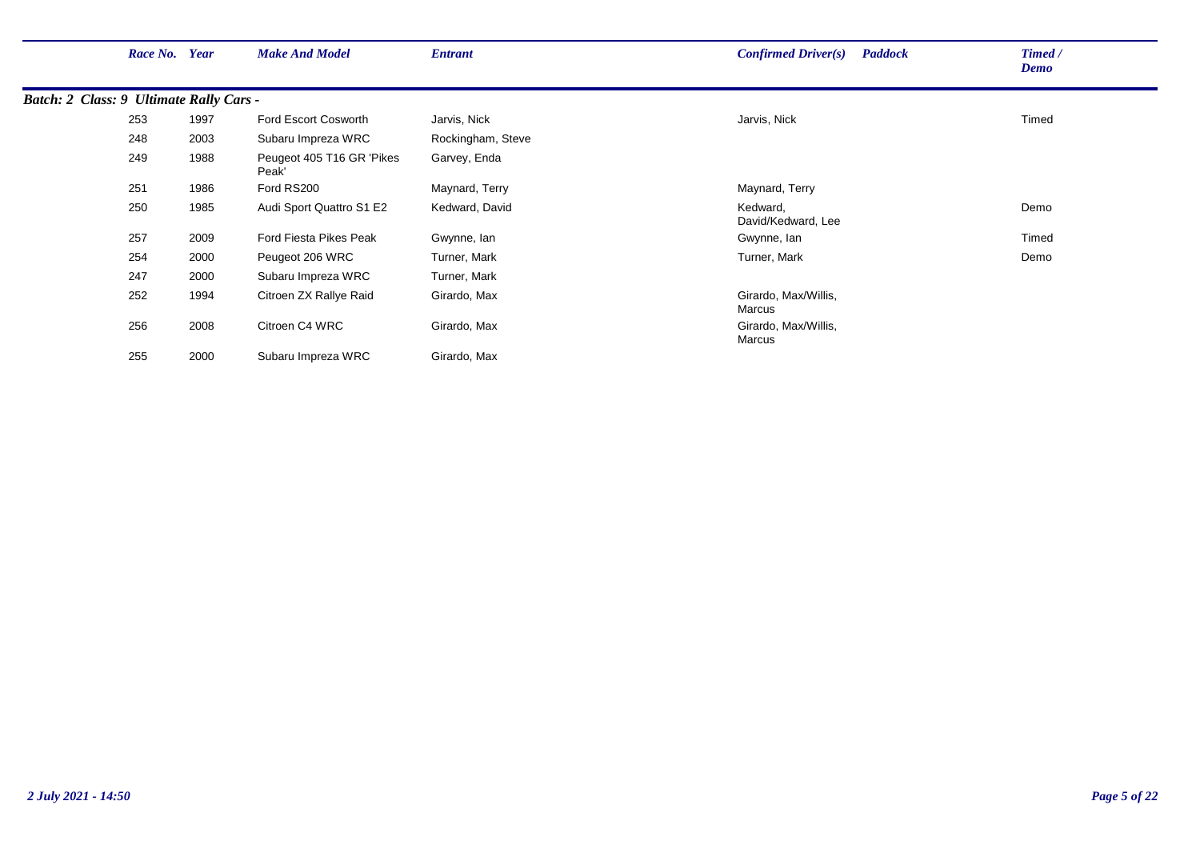| Race No. | Year | Make And Model | Entrant | Confirmed Driver(s) | Paddock | Timed / Demo |
|---|---|---|---|---|---|---|
| ***Batch: 2 Class: 9 Ultimate Rally Cars -*** | | | | | | |
| 253 | 1997 | Ford Escort Cosworth | Jarvis, Nick | Jarvis, Nick | | Timed |
| 248 | 2003 | Subaru Impreza WRC | Rockingham, Steve | | | |
| 249 | 1988 | Peugeot 405 T16 GR 'Pikes Peak' | Garvey, Enda | | | |
| 251 | 1986 | Ford RS200 | Maynard, Terry | Maynard, Terry | | |
| 250 | 1985 | Audi Sport Quattro S1 E2 | Kedward, David | Kedward, David/Kedward, Lee | | Demo |
| 257 | 2009 | Ford Fiesta Pikes Peak | Gwynne, Ian | Gwynne, Ian | | Timed |
| 254 | 2000 | Peugeot 206 WRC | Turner, Mark | Turner, Mark | | Demo |
| 247 | 2000 | Subaru Impreza WRC | Turner, Mark | | | |
| 252 | 1994 | Citroen ZX Rallye Raid | Girardo, Max | Girardo, Max/Willis, Marcus | | |
| 256 | 2008 | Citroen C4 WRC | Girardo, Max | Girardo, Max/Willis, Marcus | | |
| 255 | 2000 | Subaru Impreza WRC | Girardo, Max | | | |

*2 July 2021 - 14:50*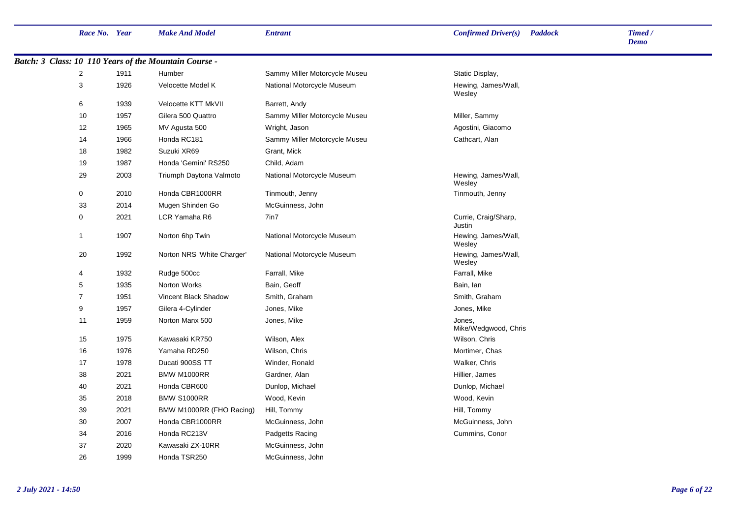| Race No. | Year | Make And Model | Entrant | Confirmed Driver(s) | Paddock | Timed / Demo |
|---|---|---|---|---|---|---|

***Batch: 3 Class: 10 110 Years of the Mountain Course -***

| Race No. | Year | Make And Model | Entrant | Confirmed Driver(s) | Paddock | Timed / Demo |
|---|---|---|---|---|---|---|
| 2 | 1911 | Humber | Sammy Miller Motorcycle Museu | Static Display, | | |
| 3 | 1926 | Velocette Model K | National Motorcycle Museum | Hewing, James/Wall, Wesley | | |
| 6 | 1939 | Velocette KTT MkVII | Barrett, Andy | | | |
| 10 | 1957 | Gilera 500 Quattro | Sammy Miller Motorcycle Museu | Miller, Sammy | | |
| 12 | 1965 | MV Agusta 500 | Wright, Jason | Agostini, Giacomo | | |
| 14 | 1966 | Honda RC181 | Sammy Miller Motorcycle Museu | Cathcart, Alan | | |
| 18 | 1982 | Suzuki XR69 | Grant, Mick | | | |
| 19 | 1987 | Honda 'Gemini' RS250 | Child, Adam | | | |
| 29 | 2003 | Triumph Daytona Valmoto | National Motorcycle Museum | Hewing, James/Wall, Wesley | | |
| 0 | 2010 | Honda CBR1000RR | Tinmouth, Jenny | Tinmouth, Jenny | | |
| 33 | 2014 | Mugen Shinden Go | McGuinness, John | | | |
| 0 | 2021 | LCR Yamaha R6 | 7in7 | Currie, Craig/Sharp, Justin | | |
| 1 | 1907 | Norton 6hp Twin | National Motorcycle Museum | Hewing, James/Wall, Wesley | | |
| 20 | 1992 | Norton NRS 'White Charger' | National Motorcycle Museum | Hewing, James/Wall, Wesley | | |
| 4 | 1932 | Rudge 500cc | Farrall, Mike | Farrall, Mike | | |
| 5 | 1935 | Norton Works | Bain, Geoff | Bain, Ian | | |
| 7 | 1951 | Vincent Black Shadow | Smith, Graham | Smith, Graham | | |
| 9 | 1957 | Gilera 4-Cylinder | Jones, Mike | Jones, Mike | | |
| 11 | 1959 | Norton Manx 500 | Jones, Mike | Jones, Mike/Wedgwood, Chris | | |
| 15 | 1975 | Kawasaki KR750 | Wilson, Alex | Wilson, Chris | | |
| 16 | 1976 | Yamaha RD250 | Wilson, Chris | Mortimer, Chas | | |
| 17 | 1978 | Ducati 900SS TT | Winder, Ronald | Walker, Chris | | |
| 38 | 2021 | BMW M1000RR | Gardner, Alan | Hillier, James | | |
| 40 | 2021 | Honda CBR600 | Dunlop, Michael | Dunlop, Michael | | |
| 35 | 2018 | BMW S1000RR | Wood, Kevin | Wood, Kevin | | |
| 39 | 2021 | BMW M1000RR (FHO Racing) | Hill, Tommy | Hill, Tommy | | |
| 30 | 2007 | Honda CBR1000RR | McGuinness, John | McGuinness, John | | |
| 34 | 2016 | Honda RC213V | Padgetts Racing | Cummins, Conor | | |
| 37 | 2020 | Kawasaki ZX-10RR | McGuinness, John | | | |
| 26 | 1999 | Honda TSR250 | McGuinness, John | | | |

*2 July 2021 - 14:50*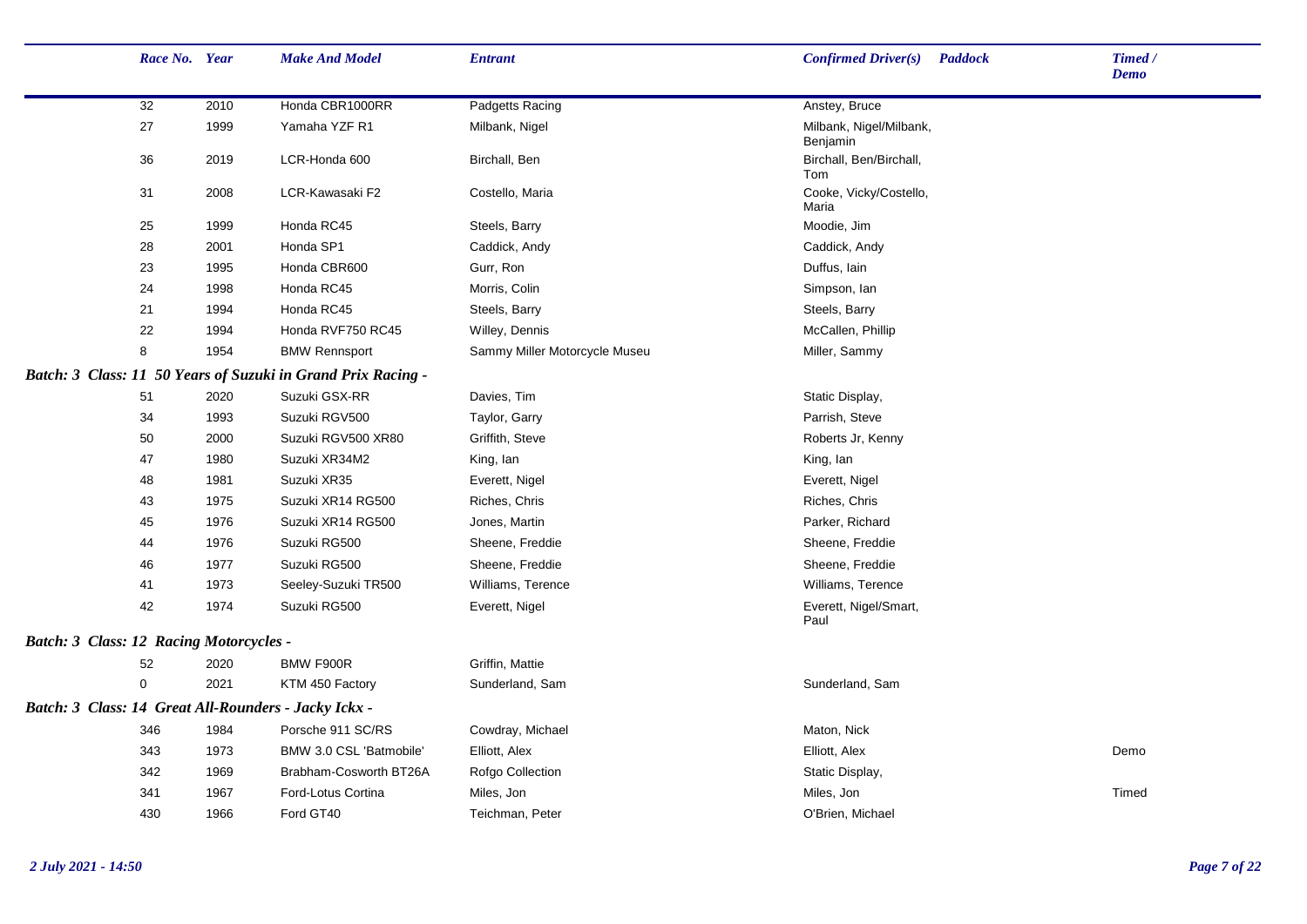| Race No. | Year | Make And Model | Entrant | Confirmed Driver(s) | Paddock | Timed / Demo |
|---|---|---|---|---|---|---|
| 32 | 2010 | Honda CBR1000RR | Padgetts Racing | Anstey, Bruce | | |
| 27 | 1999 | Yamaha YZF R1 | Milbank, Nigel | Milbank, Nigel/Milbank, Benjamin | | |
| 36 | 2019 | LCR-Honda 600 | Birchall, Ben | Birchall, Ben/Birchall, Tom | | |
| 31 | 2008 | LCR-Kawasaki F2 | Costello, Maria | Cooke, Vicky/Costello, Maria | | |
| 25 | 1999 | Honda RC45 | Steels, Barry | Moodie, Jim | | |
| 28 | 2001 | Honda SP1 | Caddick, Andy | Caddick, Andy | | |
| 23 | 1995 | Honda CBR600 | Gurr, Ron | Duffus, Iain | | |
| 24 | 1998 | Honda RC45 | Morris, Colin | Simpson, Ian | | |
| 21 | 1994 | Honda RC45 | Steels, Barry | Steels, Barry | | |
| 22 | 1994 | Honda RVF750 RC45 | Willey, Dennis | McCallen, Phillip | | |
| 8 | 1954 | BMW Rennsport | Sammy Miller Motorcycle Museu | Miller, Sammy | | |

***Batch: 3 Class: 11 50 Years of Suzuki in Grand Prix Racing -***

| Race No. | Year | Make And Model | Entrant | Confirmed Driver(s) | Paddock | Timed / Demo |
|---|---|---|---|---|---|---|
| 51 | 2020 | Suzuki GSX-RR | Davies, Tim | Static Display, | | |
| 34 | 1993 | Suzuki RGV500 | Taylor, Garry | Parrish, Steve | | |
| 50 | 2000 | Suzuki RGV500 XR80 | Griffith, Steve | Roberts Jr, Kenny | | |
| 47 | 1980 | Suzuki XR34M2 | King, Ian | King, Ian | | |
| 48 | 1981 | Suzuki XR35 | Everett, Nigel | Everett, Nigel | | |
| 43 | 1975 | Suzuki XR14 RG500 | Riches, Chris | Riches, Chris | | |
| 45 | 1976 | Suzuki XR14 RG500 | Jones, Martin | Parker, Richard | | |
| 44 | 1976 | Suzuki RG500 | Sheene, Freddie | Sheene, Freddie | | |
| 46 | 1977 | Suzuki RG500 | Sheene, Freddie | Sheene, Freddie | | |
| 41 | 1973 | Seeley-Suzuki TR500 | Williams, Terence | Williams, Terence | | |
| 42 | 1974 | Suzuki RG500 | Everett, Nigel | Everett, Nigel/Smart, Paul | | |

***Batch: 3 Class: 12 Racing Motorcycles -***

| Race No. | Year | Make And Model | Entrant | Confirmed Driver(s) | Paddock | Timed / Demo |
|---|---|---|---|---|---|---|
| 52 | 2020 | BMW F900R | Griffin, Mattie | | | |
| 0 | 2021 | KTM 450 Factory | Sunderland, Sam | Sunderland, Sam | | |

***Batch: 3 Class: 14 Great All-Rounders - Jacky Ickx -***

| Race No. | Year | Make And Model | Entrant | Confirmed Driver(s) | Paddock | Timed / Demo |
|---|---|---|---|---|---|---|
| 346 | 1984 | Porsche 911 SC/RS | Cowdray, Michael | Maton, Nick | | |
| 343 | 1973 | BMW 3.0 CSL 'Batmobile' | Elliott, Alex | Elliott, Alex | | Demo |
| 342 | 1969 | Brabham-Cosworth BT26A | Rofgo Collection | Static Display, | | |
| 341 | 1967 | Ford-Lotus Cortina | Miles, Jon | Miles, Jon | | Timed |
| 430 | 1966 | Ford GT40 | Teichman, Peter | O'Brien, Michael | | |

*2 July 2021 - 14:50*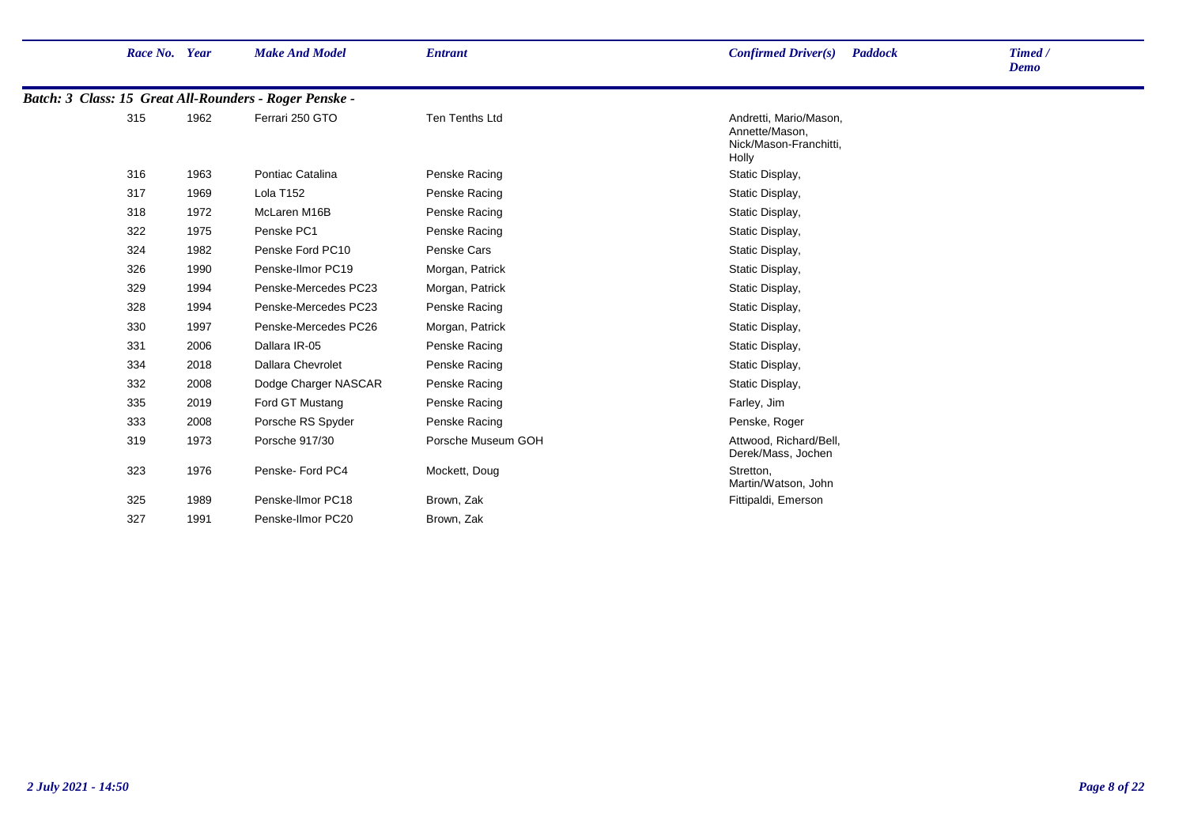| Race No. | Year | Make And Model | Entrant | Confirmed Driver(s) | Paddock | Timed / Demo |
|---|---|---|---|---|---|---|

***Batch: 3 Class: 15 Great All-Rounders - Roger Penske -***

| Race No. | Year | Make And Model | Entrant | Confirmed Driver(s) | Paddock | Timed / Demo |
|---|---|---|---|---|---|---|
| 315 | 1962 | Ferrari 250 GTO | Ten Tenths Ltd | Andretti, Mario/Mason, Annette/Mason, Nick/Mason-Franchitti, Holly | | |
| 316 | 1963 | Pontiac Catalina | Penske Racing | Static Display, | | |
| 317 | 1969 | Lola T152 | Penske Racing | Static Display, | | |
| 318 | 1972 | McLaren M16B | Penske Racing | Static Display, | | |
| 322 | 1975 | Penske PC1 | Penske Racing | Static Display, | | |
| 324 | 1982 | Penske Ford PC10 | Penske Cars | Static Display, | | |
| 326 | 1990 | Penske-Ilmor PC19 | Morgan, Patrick | Static Display, | | |
| 329 | 1994 | Penske-Mercedes PC23 | Morgan, Patrick | Static Display, | | |
| 328 | 1994 | Penske-Mercedes PC23 | Penske Racing | Static Display, | | |
| 330 | 1997 | Penske-Mercedes PC26 | Morgan, Patrick | Static Display, | | |
| 331 | 2006 | Dallara IR-05 | Penske Racing | Static Display, | | |
| 334 | 2018 | Dallara Chevrolet | Penske Racing | Static Display, | | |
| 332 | 2008 | Dodge Charger NASCAR | Penske Racing | Static Display, | | |
| 335 | 2019 | Ford GT Mustang | Penske Racing | Farley, Jim | | |
| 333 | 2008 | Porsche RS Spyder | Penske Racing | Penske, Roger | | |
| 319 | 1973 | Porsche 917/30 | Porsche Museum GOH | Attwood, Richard/Bell, Derek/Mass, Jochen | | |
| 323 | 1976 | Penske- Ford PC4 | Mockett, Doug | Stretton, Martin/Watson, John | | |
| 325 | 1989 | Penske-llmor PC18 | Brown, Zak | Fittipaldi, Emerson | | |
| 327 | 1991 | Penske-Ilmor PC20 | Brown, Zak | | | |

*2 July 2021 - 14:50*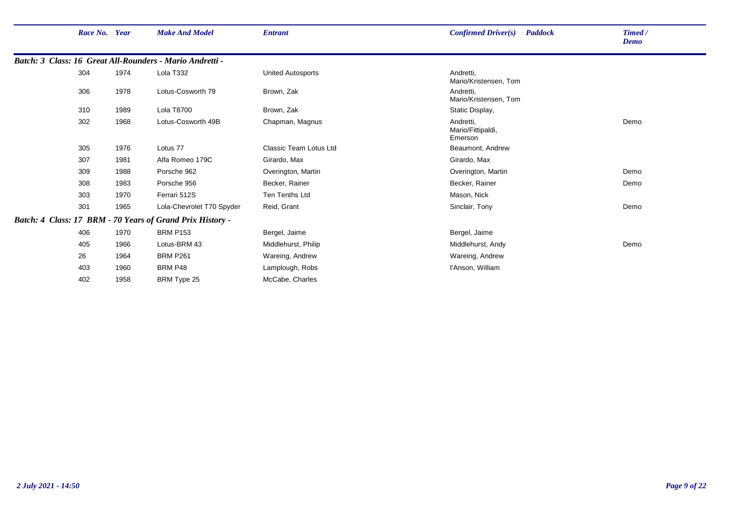| Race No. | Year | Make And Model | Entrant | Confirmed Driver(s) | Paddock | Timed / Demo |
|---|---|---|---|---|---|---|
| ***Batch: 3 Class: 16 Great All-Rounders - Mario Andretti -*** | | | | | | |
| 304 | 1974 | Lola T332 | United Autosports | Andretti, Mario/Kristensen, Tom | | |
| 306 | 1978 | Lotus-Cosworth 79 | Brown, Zak | Andretti, Mario/Kristensen, Tom | | |
| 310 | 1989 | Lola T8700 | Brown, Zak | Static Display, | | |
| 302 | 1968 | Lotus-Cosworth 49B | Chapman, Magnus | Andretti, Mario/Fittipaldi, Emerson | | Demo |
| 305 | 1976 | Lotus 77 | Classic Team Lotus Ltd | Beaumont, Andrew | | |
| 307 | 1981 | Alfa Romeo 179C | Girardo, Max | Girardo, Max | | |
| 309 | 1988 | Porsche 962 | Overington, Martin | Overington, Martin | | Demo |
| 308 | 1983 | Porsche 956 | Becker, Rainer | Becker, Rainer | | Demo |
| 303 | 1970 | Ferrari 512S | Ten Tenths Ltd | Mason, Nick | | |
| 301 | 1965 | Lola-Chevrolet T70 Spyder | Reid, Grant | Sinclair, Tony | | Demo |
| ***Batch: 4 Class: 17 BRM - 70 Years of Grand Prix History -*** | | | | | | |
| 406 | 1970 | BRM P153 | Bergel, Jaime | Bergel, Jaime | | |
| 405 | 1966 | Lotus-BRM 43 | Middlehurst, Philip | Middlehurst, Andy | | Demo |
| 26 | 1964 | BRM P261 | Wareing, Andrew | Wareing, Andrew | | |
| 403 | 1960 | BRM P48 | Lamplough, Robs | I'Anson, William | | |
| 402 | 1958 | BRM Type 25 | McCabe, Charles | | | |

*2 July 2021 - 14:50*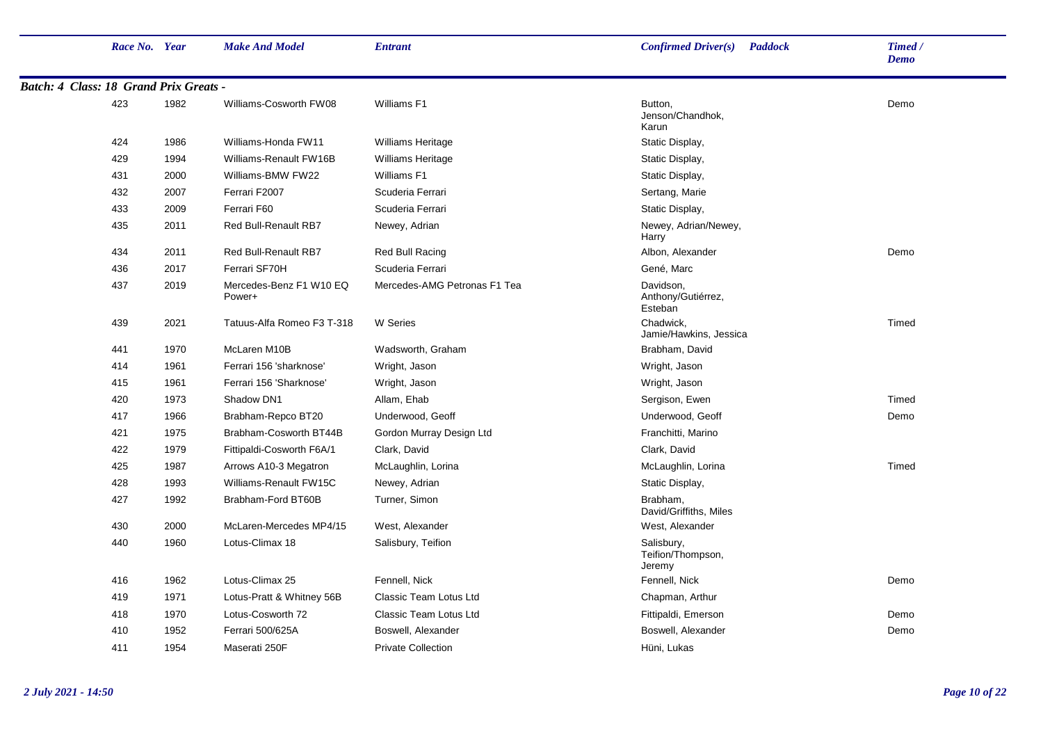| Race No. | Year | Make And Model | Entrant | Confirmed Driver(s) | Paddock | Timed / Demo |
|---|---|---|---|---|---|---|

**Batch: 4 Class: 18 Grand Prix Greats -**

| Race No. | Year | Make And Model | Entrant | Confirmed Driver(s) | Paddock | Timed / Demo |
|---|---|---|---|---|---|---|
| 423 | 1982 | Williams-Cosworth FW08 | Williams F1 | Button, Jenson/Chandhok, Karun | | Demo |
| 424 | 1986 | Williams-Honda FW11 | Williams Heritage | Static Display, | | |
| 429 | 1994 | Williams-Renault FW16B | Williams Heritage | Static Display, | | |
| 431 | 2000 | Williams-BMW FW22 | Williams F1 | Static Display, | | |
| 432 | 2007 | Ferrari F2007 | Scuderia Ferrari | Sertang, Marie | | |
| 433 | 2009 | Ferrari F60 | Scuderia Ferrari | Static Display, | | |
| 435 | 2011 | Red Bull-Renault RB7 | Newey, Adrian | Newey, Adrian/Newey, Harry | | |
| 434 | 2011 | Red Bull-Renault RB7 | Red Bull Racing | Albon, Alexander | | Demo |
| 436 | 2017 | Ferrari SF70H | Scuderia Ferrari | Gené, Marc | | |
| 437 | 2019 | Mercedes-Benz F1 W10 EQ Power+ | Mercedes-AMG Petronas F1 Tea | Davidson, Anthony/Gutiérrez, Esteban | | |
| 439 | 2021 | Tatuus-Alfa Romeo F3 T-318 | W Series | Chadwick, Jamie/Hawkins, Jessica | | Timed |
| 441 | 1970 | McLaren M10B | Wadsworth, Graham | Brabham, David | | |
| 414 | 1961 | Ferrari 156 'sharknose' | Wright, Jason | Wright, Jason | | |
| 415 | 1961 | Ferrari 156 'Sharknose' | Wright, Jason | Wright, Jason | | |
| 420 | 1973 | Shadow DN1 | Allam, Ehab | Sergison, Ewen | | Timed |
| 417 | 1966 | Brabham-Repco BT20 | Underwood, Geoff | Underwood, Geoff | | Demo |
| 421 | 1975 | Brabham-Cosworth BT44B | Gordon Murray Design Ltd | Franchitti, Marino | | |
| 422 | 1979 | Fittipaldi-Cosworth F6A/1 | Clark, David | Clark, David | | |
| 425 | 1987 | Arrows A10-3 Megatron | McLaughlin, Lorina | McLaughlin, Lorina | | Timed |
| 428 | 1993 | Williams-Renault FW15C | Newey, Adrian | Static Display, | | |
| 427 | 1992 | Brabham-Ford BT60B | Turner, Simon | Brabham, David/Griffiths, Miles | | |
| 430 | 2000 | McLaren-Mercedes MP4/15 | West, Alexander | West, Alexander | | |
| 440 | 1960 | Lotus-Climax 18 | Salisbury, Teifion | Salisbury, Teifion/Thompson, Jeremy | | |
| 416 | 1962 | Lotus-Climax 25 | Fennell, Nick | Fennell, Nick | | Demo |
| 419 | 1971 | Lotus-Pratt & Whitney 56B | Classic Team Lotus Ltd | Chapman, Arthur | | |
| 418 | 1970 | Lotus-Cosworth 72 | Classic Team Lotus Ltd | Fittipaldi, Emerson | | Demo |
| 410 | 1952 | Ferrari 500/625A | Boswell, Alexander | Boswell, Alexander | | Demo |
| 411 | 1954 | Maserati 250F | Private Collection | Hüni, Lukas | | |

*2 July 2021 - 14:50*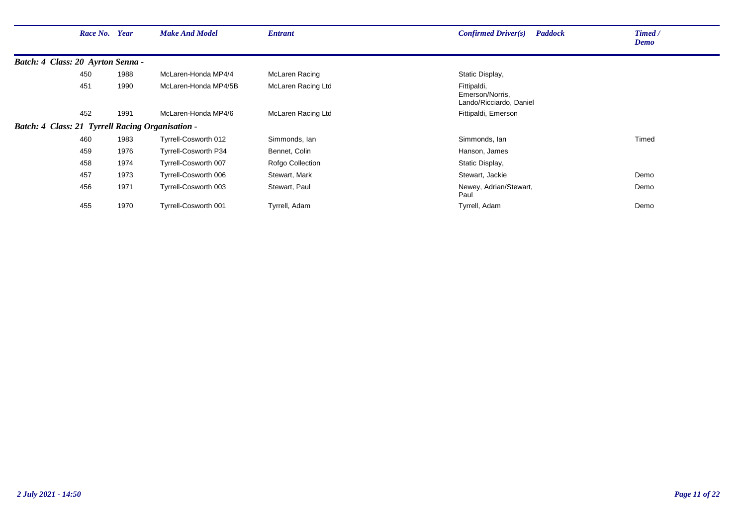| Race No. | Year | Make And Model | Entrant | Confirmed Driver(s) | Paddock | Timed / Demo |
|---|---|---|---|---|---|---|
| ***Batch: 4 Class: 20 Ayrton Senna -*** | | | | | | |
| 450 | 1988 | McLaren-Honda MP4/4 | McLaren Racing | Static Display, | | |
| 451 | 1990 | McLaren-Honda MP4/5B | McLaren Racing Ltd | Fittipaldi, Emerson/Norris, Lando/Ricciardo, Daniel | | |
| 452 | 1991 | McLaren-Honda MP4/6 | McLaren Racing Ltd | Fittipaldi, Emerson | | |
| ***Batch: 4 Class: 21 Tyrrell Racing Organisation -*** | | | | | | |
| 460 | 1983 | Tyrrell-Cosworth 012 | Simmonds, Ian | Simmonds, Ian | | Timed |
| 459 | 1976 | Tyrrell-Cosworth P34 | Bennet, Colin | Hanson, James | | |
| 458 | 1974 | Tyrrell-Cosworth 007 | Rofgo Collection | Static Display, | | |
| 457 | 1973 | Tyrrell-Cosworth 006 | Stewart, Mark | Stewart, Jackie | | Demo |
| 456 | 1971 | Tyrrell-Cosworth 003 | Stewart, Paul | Newey, Adrian/Stewart, Paul | | Demo |
| 455 | 1970 | Tyrrell-Cosworth 001 | Tyrrell, Adam | Tyrrell, Adam | | Demo |

*2 July 2021 - 14:50*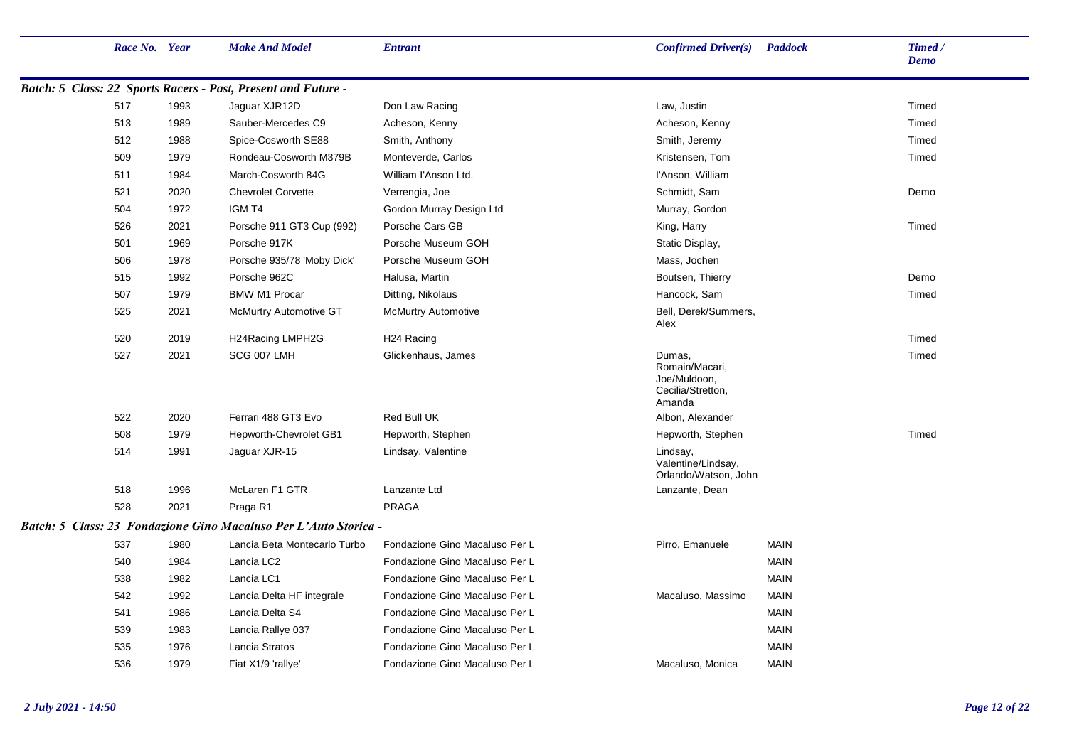| Race No. | Year | Make And Model | Entrant | Confirmed Driver(s) | Paddock | Timed / Demo |
|---|---|---|---|---|---|---|
| ***Batch: 5 Class: 22 Sports Racers - Past, Present and Future -*** | | | | | | |
| 517 | 1993 | Jaguar XJR12D | Don Law Racing | Law, Justin | | Timed |
| 513 | 1989 | Sauber-Mercedes C9 | Acheson, Kenny | Acheson, Kenny | | Timed |
| 512 | 1988 | Spice-Cosworth SE88 | Smith, Anthony | Smith, Jeremy | | Timed |
| 509 | 1979 | Rondeau-Cosworth M379B | Monteverde, Carlos | Kristensen, Tom | | Timed |
| 511 | 1984 | March-Cosworth 84G | William I'Anson Ltd. | I'Anson, William | | |
| 521 | 2020 | Chevrolet Corvette | Verrengia, Joe | Schmidt, Sam | | Demo |
| 504 | 1972 | IGM T4 | Gordon Murray Design Ltd | Murray, Gordon | | |
| 526 | 2021 | Porsche 911 GT3 Cup (992) | Porsche Cars GB | King, Harry | | Timed |
| 501 | 1969 | Porsche 917K | Porsche Museum GOH | Static Display, | | |
| 506 | 1978 | Porsche 935/78 'Moby Dick' | Porsche Museum GOH | Mass, Jochen | | |
| 515 | 1992 | Porsche 962C | Halusa, Martin | Boutsen, Thierry | | Demo |
| 507 | 1979 | BMW M1 Procar | Ditting, Nikolaus | Hancock, Sam | | Timed |
| 525 | 2021 | McMurtry Automotive GT | McMurtry Automotive | Bell, Derek/Summers, Alex | | |
| 520 | 2019 | H24Racing LMPH2G | H24 Racing | | | Timed |
| 527 | 2021 | SCG 007 LMH | Glickenhaus, James | Dumas, Romain/Macari, Joe/Muldoon, Cecilia/Stretton, Amanda | | Timed |
| 522 | 2020 | Ferrari 488 GT3 Evo | Red Bull UK | Albon, Alexander | | |
| 508 | 1979 | Hepworth-Chevrolet GB1 | Hepworth, Stephen | Hepworth, Stephen | | Timed |
| 514 | 1991 | Jaguar XJR-15 | Lindsay, Valentine | Lindsay, Valentine/Lindsay, Orlando/Watson, John | | |
| 518 | 1996 | McLaren F1 GTR | Lanzante Ltd | Lanzante, Dean | | |
| 528 | 2021 | Praga R1 | PRAGA | | | |
| ***Batch: 5 Class: 23 Fondazione Gino Macaluso Per L'Auto Storica -*** | | | | | | |
| 537 | 1980 | Lancia Beta Montecarlo Turbo | Fondazione Gino Macaluso Per L | Pirro, Emanuele | MAIN | |
| 540 | 1984 | Lancia LC2 | Fondazione Gino Macaluso Per L | | MAIN | |
| 538 | 1982 | Lancia LC1 | Fondazione Gino Macaluso Per L | | MAIN | |
| 542 | 1992 | Lancia Delta HF integrale | Fondazione Gino Macaluso Per L | Macaluso, Massimo | MAIN | |
| 541 | 1986 | Lancia Delta S4 | Fondazione Gino Macaluso Per L | | MAIN | |
| 539 | 1983 | Lancia Rallye 037 | Fondazione Gino Macaluso Per L | | MAIN | |
| 535 | 1976 | Lancia Stratos | Fondazione Gino Macaluso Per L | | MAIN | |
| 536 | 1979 | Fiat X1/9 'rallye' | Fondazione Gino Macaluso Per L | Macaluso, Monica | MAIN | |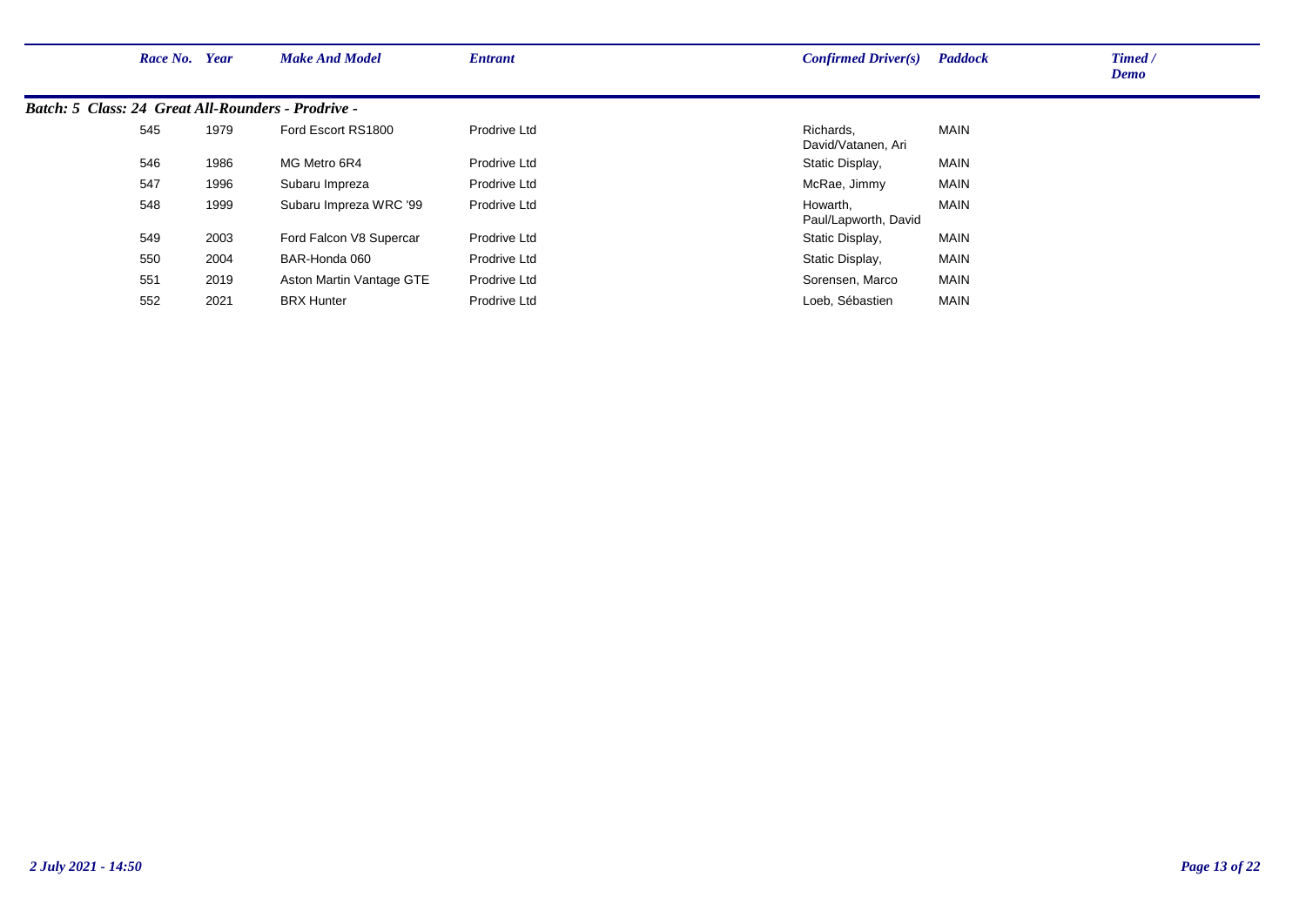| Race No. | Year | Make And Model | Entrant | Confirmed Driver(s) | Paddock | Timed / Demo |
|---|---|---|---|---|---|---|
| ***Batch: 5 Class: 24 Great All-Rounders - Prodrive -*** | | | | | | |
| 545 | 1979 | Ford Escort RS1800 | Prodrive Ltd | Richards, David/Vatanen, Ari | MAIN | |
| 546 | 1986 | MG Metro 6R4 | Prodrive Ltd | Static Display, | MAIN | |
| 547 | 1996 | Subaru Impreza | Prodrive Ltd | McRae, Jimmy | MAIN | |
| 548 | 1999 | Subaru Impreza WRC '99 | Prodrive Ltd | Howarth, Paul/Lapworth, David | MAIN | |
| 549 | 2003 | Ford Falcon V8 Supercar | Prodrive Ltd | Static Display, | MAIN | |
| 550 | 2004 | BAR-Honda 060 | Prodrive Ltd | Static Display, | MAIN | |
| 551 | 2019 | Aston Martin Vantage GTE | Prodrive Ltd | Sorensen, Marco | MAIN | |
| 552 | 2021 | BRX Hunter | Prodrive Ltd | Loeb, Sébastien | MAIN | |

*2 July 2021 - 14:50*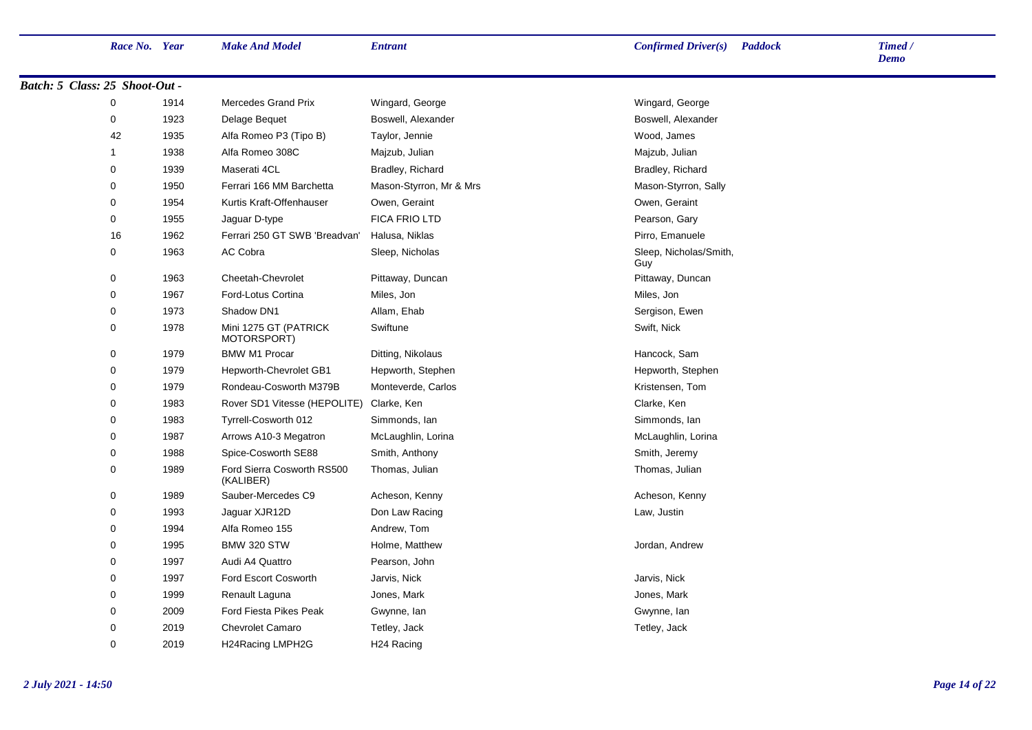**Batch: 5 Class: 25 Shoot-Out -**

| Race No. | Year | Make And Model | Entrant | Confirmed Driver(s) | Paddock | Timed / Demo |
|---|---|---|---|---|---|---|
| 0 | 1914 | Mercedes Grand Prix | Wingard, George | Wingard, George | | |
| 0 | 1923 | Delage Bequet | Boswell, Alexander | Boswell, Alexander | | |
| 42 | 1935 | Alfa Romeo P3 (Tipo B) | Taylor, Jennie | Wood, James | | |
| 1 | 1938 | Alfa Romeo 308C | Majzub, Julian | Majzub, Julian | | |
| 0 | 1939 | Maserati 4CL | Bradley, Richard | Bradley, Richard | | |
| 0 | 1950 | Ferrari 166 MM Barchetta | Mason-Styrron, Mr & Mrs | Mason-Styrron, Sally | | |
| 0 | 1954 | Kurtis Kraft-Offenhauser | Owen, Geraint | Owen, Geraint | | |
| 0 | 1955 | Jaguar D-type | FICA FRIO LTD | Pearson, Gary | | |
| 16 | 1962 | Ferrari 250 GT SWB 'Breadvan' | Halusa, Niklas | Pirro, Emanuele | | |
| 0 | 1963 | AC Cobra | Sleep, Nicholas | Sleep, Nicholas/Smith, Guy | | |
| 0 | 1963 | Cheetah-Chevrolet | Pittaway, Duncan | Pittaway, Duncan | | |
| 0 | 1967 | Ford-Lotus Cortina | Miles, Jon | Miles, Jon | | |
| 0 | 1973 | Shadow DN1 | Allam, Ehab | Sergison, Ewen | | |
| 0 | 1978 | Mini 1275 GT (PATRICK MOTORSPORT) | Swiftune | Swift, Nick | | |
| 0 | 1979 | BMW M1 Procar | Ditting, Nikolaus | Hancock, Sam | | |
| 0 | 1979 | Hepworth-Chevrolet GB1 | Hepworth, Stephen | Hepworth, Stephen | | |
| 0 | 1979 | Rondeau-Cosworth M379B | Monteverde, Carlos | Kristensen, Tom | | |
| 0 | 1983 | Rover SD1 Vitesse (HEPOLITE) | Clarke, Ken | Clarke, Ken | | |
| 0 | 1983 | Tyrrell-Cosworth 012 | Simmonds, Ian | Simmonds, Ian | | |
| 0 | 1987 | Arrows A10-3 Megatron | McLaughlin, Lorina | McLaughlin, Lorina | | |
| 0 | 1988 | Spice-Cosworth SE88 | Smith, Anthony | Smith, Jeremy | | |
| 0 | 1989 | Ford Sierra Cosworth RS500 (KALIBER) | Thomas, Julian | Thomas, Julian | | |
| 0 | 1989 | Sauber-Mercedes C9 | Acheson, Kenny | Acheson, Kenny | | |
| 0 | 1993 | Jaguar XJR12D | Don Law Racing | Law, Justin | | |
| 0 | 1994 | Alfa Romeo 155 | Andrew, Tom | | | |
| 0 | 1995 | BMW 320 STW | Holme, Matthew | Jordan, Andrew | | |
| 0 | 1997 | Audi A4 Quattro | Pearson, John | | | |
| 0 | 1997 | Ford Escort Cosworth | Jarvis, Nick | Jarvis, Nick | | |
| 0 | 1999 | Renault Laguna | Jones, Mark | Jones, Mark | | |
| 0 | 2009 | Ford Fiesta Pikes Peak | Gwynne, Ian | Gwynne, Ian | | |
| 0 | 2019 | Chevrolet Camaro | Tetley, Jack | Tetley, Jack | | |
| 0 | 2019 | H24Racing LMPH2G | H24 Racing | | | |

*2 July 2021 - 14:50*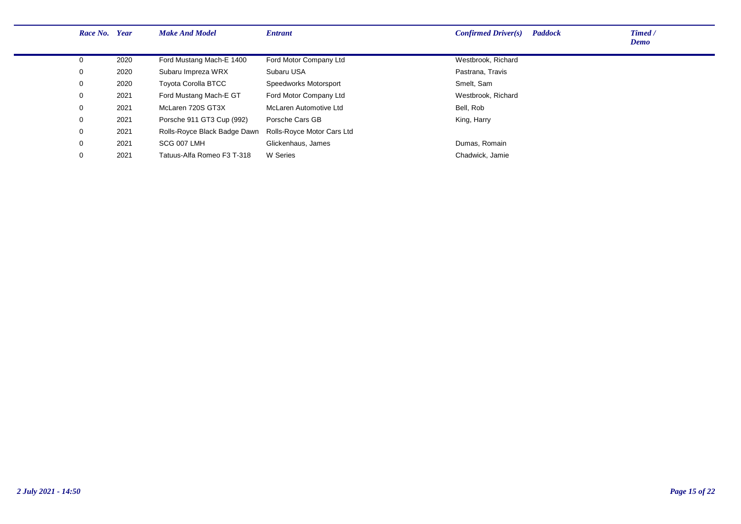| Race No. | Year | Make And Model | Entrant | Confirmed Driver(s) | Paddock | Timed / Demo |
|---|---|---|---|---|---|---|
| 0 | 2020 | Ford Mustang Mach-E 1400 | Ford Motor Company Ltd | Westbrook, Richard | | |
| 0 | 2020 | Subaru Impreza WRX | Subaru USA | Pastrana, Travis | | |
| 0 | 2020 | Toyota Corolla BTCC | Speedworks Motorsport | Smelt, Sam | | |
| 0 | 2021 | Ford Mustang Mach-E GT | Ford Motor Company Ltd | Westbrook, Richard | | |
| 0 | 2021 | McLaren 720S GT3X | McLaren Automotive Ltd | Bell, Rob | | |
| 0 | 2021 | Porsche 911 GT3 Cup (992) | Porsche Cars GB | King, Harry | | |
| 0 | 2021 | Rolls-Royce Black Badge Dawn | Rolls-Royce Motor Cars Ltd | | | |
| 0 | 2021 | SCG 007 LMH | Glickenhaus, James | Dumas, Romain | | |
| 0 | 2021 | Tatuus-Alfa Romeo F3 T-318 | W Series | Chadwick, Jamie | | |

*2 July 2021 - 14:50*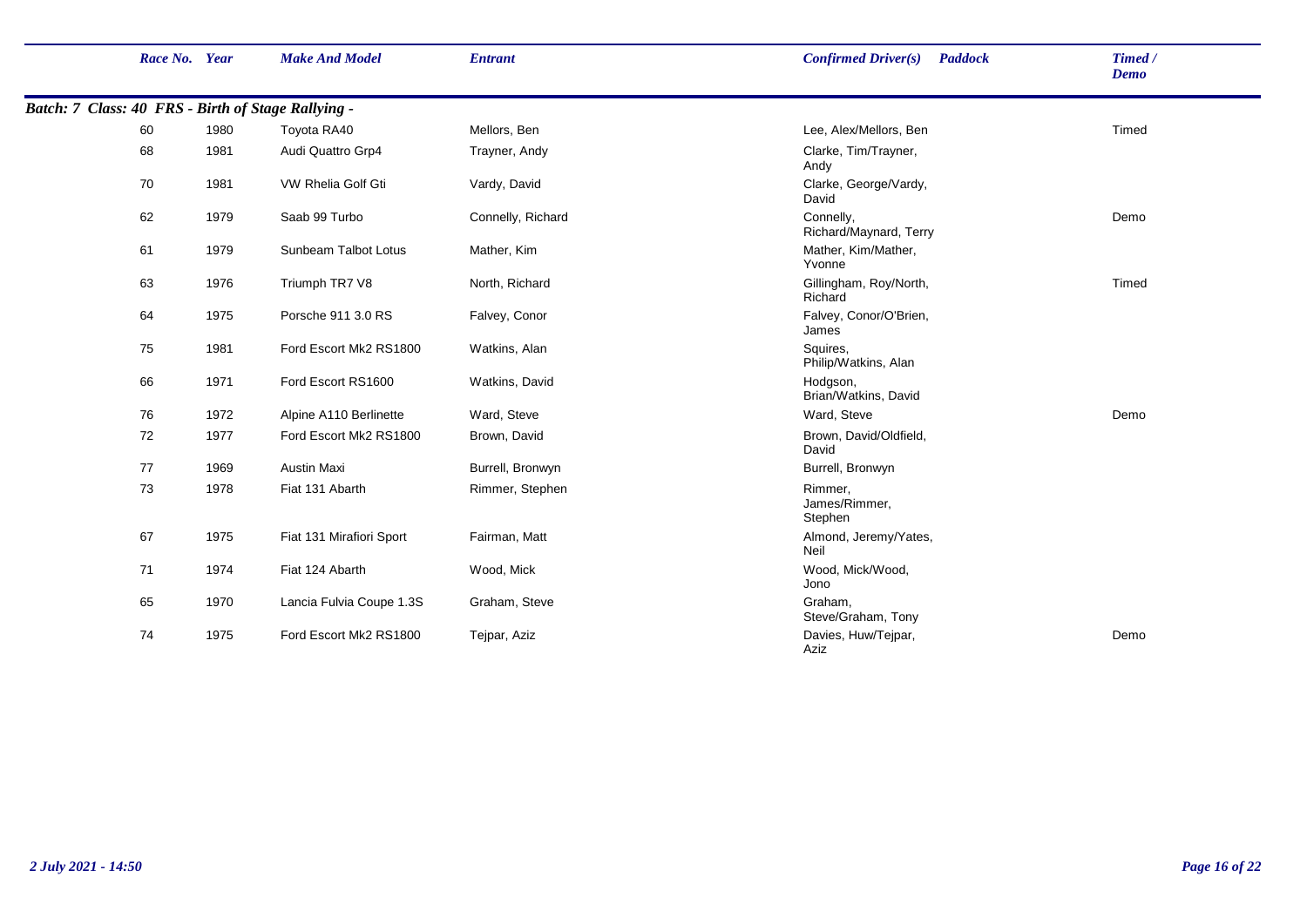| Race No. | Year | Make And Model | Entrant | Confirmed Driver(s) | Paddock | Timed / Demo |
|---|---|---|---|---|---|---|
| **Batch: 7 Class: 40 FRS - Birth of Stage Rallying -** | | | | | | |
| 60 | 1980 | Toyota RA40 | Mellors, Ben | Lee, Alex/Mellors, Ben | | Timed |
| 68 | 1981 | Audi Quattro Grp4 | Trayner, Andy | Clarke, Tim/Trayner, Andy | | |
| 70 | 1981 | VW Rhelia Golf Gti | Vardy, David | Clarke, George/Vardy, David | | |
| 62 | 1979 | Saab 99 Turbo | Connelly, Richard | Connelly, Richard/Maynard, Terry | | Demo |
| 61 | 1979 | Sunbeam Talbot Lotus | Mather, Kim | Mather, Kim/Mather, Yvonne | | |
| 63 | 1976 | Triumph TR7 V8 | North, Richard | Gillingham, Roy/North, Richard | | Timed |
| 64 | 1975 | Porsche 911 3.0 RS | Falvey, Conor | Falvey, Conor/O'Brien, James | | |
| 75 | 1981 | Ford Escort Mk2 RS1800 | Watkins, Alan | Squires, Philip/Watkins, Alan | | |
| 66 | 1971 | Ford Escort RS1600 | Watkins, David | Hodgson, Brian/Watkins, David | | |
| 76 | 1972 | Alpine A110 Berlinette | Ward, Steve | Ward, Steve | | Demo |
| 72 | 1977 | Ford Escort Mk2 RS1800 | Brown, David | Brown, David/Oldfield, David | | |
| 77 | 1969 | Austin Maxi | Burrell, Bronwyn | Burrell, Bronwyn | | |
| 73 | 1978 | Fiat 131 Abarth | Rimmer, Stephen | Rimmer, James/Rimmer, Stephen | | |
| 67 | 1975 | Fiat 131 Mirafiori Sport | Fairman, Matt | Almond, Jeremy/Yates, Neil | | |
| 71 | 1974 | Fiat 124 Abarth | Wood, Mick | Wood, Mick/Wood, Jono | | |
| 65 | 1970 | Lancia Fulvia Coupe 1.3S | Graham, Steve | Graham, Steve/Graham, Tony | | |
| 74 | 1975 | Ford Escort Mk2 RS1800 | Tejpar, Aziz | Davies, Huw/Tejpar, Aziz | | Demo |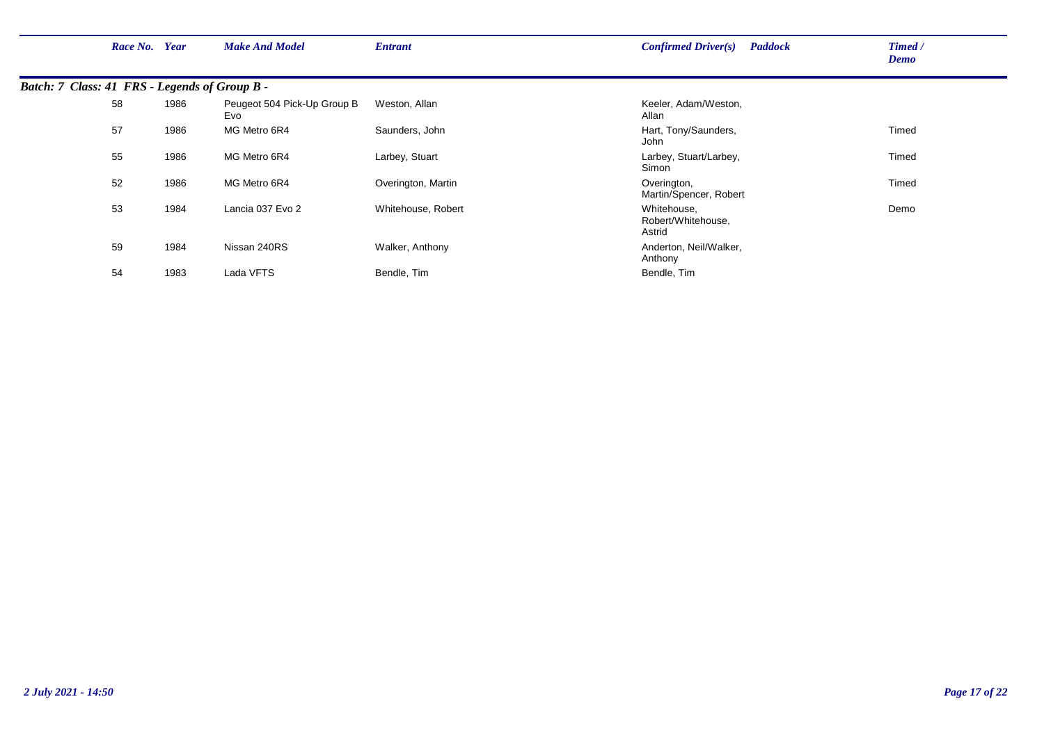| Race No. | Year | Make And Model | Entrant | Confirmed Driver(s) | Paddock | Timed / Demo |
|---|---|---|---|---|---|---|
| ***Batch: 7 Class: 41 FRS - Legends of Group B -*** | | | | | | |
| 58 | 1986 | Peugeot 504 Pick-Up Group B Evo | Weston, Allan | Keeler, Adam/Weston, Allan | | |
| 57 | 1986 | MG Metro 6R4 | Saunders, John | Hart, Tony/Saunders, John | | Timed |
| 55 | 1986 | MG Metro 6R4 | Larbey, Stuart | Larbey, Stuart/Larbey, Simon | | Timed |
| 52 | 1986 | MG Metro 6R4 | Overington, Martin | Overington, Martin/Spencer, Robert | | Timed |
| 53 | 1984 | Lancia 037 Evo 2 | Whitehouse, Robert | Whitehouse, Robert/Whitehouse, Astrid | | Demo |
| 59 | 1984 | Nissan 240RS | Walker, Anthony | Anderton, Neil/Walker, Anthony | | |
| 54 | 1983 | Lada VFTS | Bendle, Tim | Bendle, Tim | | |

*2 July 2021 - 14:50*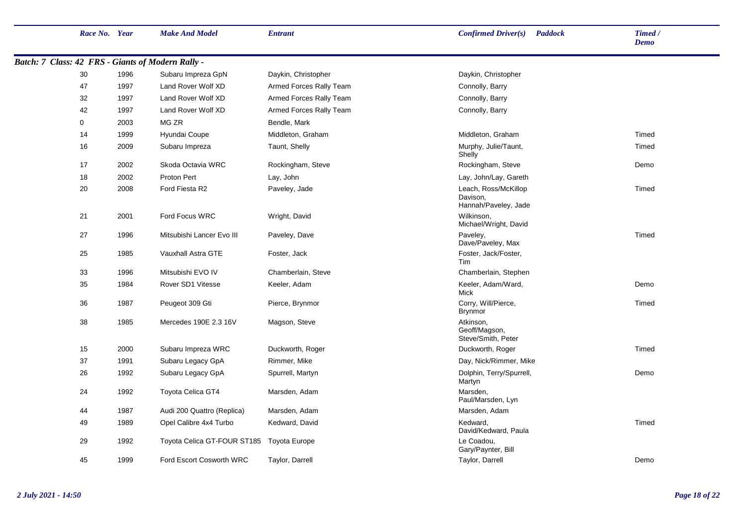| Race No. | Year | Make And Model | Entrant | Confirmed Driver(s) | Paddock | Timed / Demo |
|---|---|---|---|---|---|---|

***Batch: 7 Class: 42 FRS - Giants of Modern Rally -***

| Race No. | Year | Make And Model | Entrant | Confirmed Driver(s) | Paddock | Timed / Demo |
|---|---|---|---|---|---|---|
| 30 | 1996 | Subaru Impreza GpN | Daykin, Christopher | Daykin, Christopher | | |
| 47 | 1997 | Land Rover Wolf XD | Armed Forces Rally Team | Connolly, Barry | | |
| 32 | 1997 | Land Rover Wolf XD | Armed Forces Rally Team | Connolly, Barry | | |
| 42 | 1997 | Land Rover Wolf XD | Armed Forces Rally Team | Connolly, Barry | | |
| 0 | 2003 | MG ZR | Bendle, Mark | | | |
| 14 | 1999 | Hyundai Coupe | Middleton, Graham | Middleton, Graham | | Timed |
| 16 | 2009 | Subaru Impreza | Taunt, Shelly | Murphy, Julie/Taunt, Shelly | | Timed |
| 17 | 2002 | Skoda Octavia WRC | Rockingham, Steve | Rockingham, Steve | | Demo |
| 18 | 2002 | Proton Pert | Lay, John | Lay, John/Lay, Gareth | | |
| 20 | 2008 | Ford Fiesta R2 | Paveley, Jade | Leach, Ross/McKillop Davison, Hannah/Paveley, Jade | | Timed |
| 21 | 2001 | Ford Focus WRC | Wright, David | Wilkinson, Michael/Wright, David | | |
| 27 | 1996 | Mitsubishi Lancer Evo III | Paveley, Dave | Paveley, Dave/Paveley, Max | | Timed |
| 25 | 1985 | Vauxhall Astra GTE | Foster, Jack | Foster, Jack/Foster, Tim | | |
| 33 | 1996 | Mitsubishi EVO IV | Chamberlain, Steve | Chamberlain, Stephen | | |
| 35 | 1984 | Rover SD1 Vitesse | Keeler, Adam | Keeler, Adam/Ward, Mick | | Demo |
| 36 | 1987 | Peugeot 309 Gti | Pierce, Brynmor | Corry, Will/Pierce, Brynmor | | Timed |
| 38 | 1985 | Mercedes 190E 2.3 16V | Magson, Steve | Atkinson, Geoff/Magson, Steve/Smith, Peter | | |
| 15 | 2000 | Subaru Impreza WRC | Duckworth, Roger | Duckworth, Roger | | Timed |
| 37 | 1991 | Subaru Legacy GpA | Rimmer, Mike | Day, Nick/Rimmer, Mike | | |
| 26 | 1992 | Subaru Legacy GpA | Spurrell, Martyn | Dolphin, Terry/Spurrell, Martyn | | Demo |
| 24 | 1992 | Toyota Celica GT4 | Marsden, Adam | Marsden, Paul/Marsden, Lyn | | |
| 44 | 1987 | Audi 200 Quattro (Replica) | Marsden, Adam | Marsden, Adam | | |
| 49 | 1989 | Opel Calibre 4x4 Turbo | Kedward, David | Kedward, David/Kedward, Paula | | Timed |
| 29 | 1992 | Toyota Celica GT-FOUR ST185 | Toyota Europe | Le Coadou, Gary/Paynter, Bill | | |
| 45 | 1999 | Ford Escort Cosworth WRC | Taylor, Darrell | Taylor, Darrell | | Demo |

*2 July 2021 - 14:50*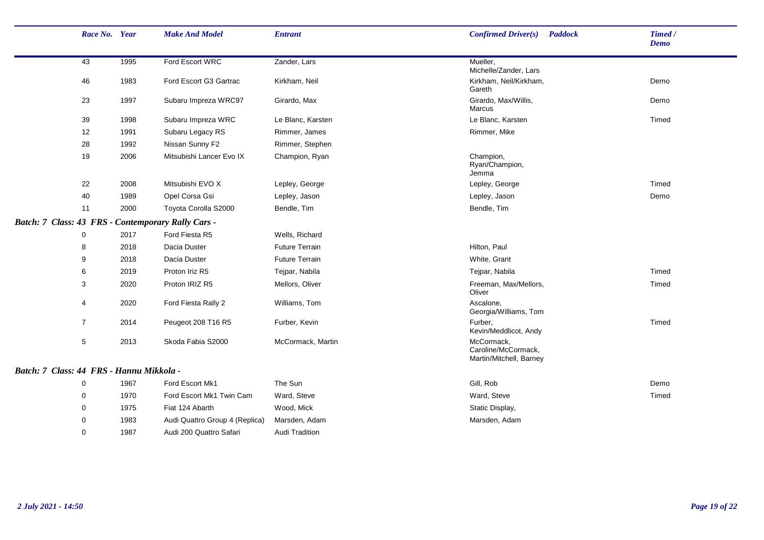| Race No. | Year | Make And Model | Entrant | Confirmed Driver(s) | Paddock | Timed / Demo |
|---|---|---|---|---|---|---|
| 43 | 1995 | Ford Escort WRC | Zander, Lars | Mueller, Michelle/Zander, Lars | | |
| 46 | 1983 | Ford Escort G3 Gartrac | Kirkham, Neil | Kirkham, Neil/Kirkham, Gareth | | Demo |
| 23 | 1997 | Subaru Impreza WRC97 | Girardo, Max | Girardo, Max/Willis, Marcus | | Demo |
| 39 | 1998 | Subaru Impreza WRC | Le Blanc, Karsten | Le Blanc, Karsten | | Timed |
| 12 | 1991 | Subaru Legacy RS | Rimmer, James | Rimmer, Mike | | |
| 28 | 1992 | Nissan Sunny F2 | Rimmer, Stephen | | | |
| 19 | 2006 | Mitsubishi Lancer Evo IX | Champion, Ryan | Champion, Ryan/Champion, Jemma | | |
| 22 | 2008 | Mitsubishi EVO X | Lepley, George | Lepley, George | | Timed |
| 40 | 1989 | Opel Corsa Gsi | Lepley, Jason | Lepley, Jason | | Demo |
| 11 | 2000 | Toyota Corolla S2000 | Bendle, Tim | Bendle, Tim | | |

***Batch: 7 Class: 43 FRS - Contemporary Rally Cars -***

| Race No. | Year | Make And Model | Entrant | Confirmed Driver(s) | Paddock | Timed / Demo |
|---|---|---|---|---|---|---|
| 0 | 2017 | Ford Fiesta R5 | Wells, Richard | | | |
| 8 | 2018 | Dacia Duster | Future Terrain | Hilton, Paul | | |
| 9 | 2018 | Dacia Duster | Future Terrain | White, Grant | | |
| 6 | 2019 | Proton Iriz R5 | Tejpar, Nabila | Tejpar, Nabila | | Timed |
| 3 | 2020 | Proton IRIZ R5 | Mellors, Oliver | Freeman, Max/Mellors, Oliver | | Timed |
| 4 | 2020 | Ford Fiesta Rally 2 | Williams, Tom | Ascalone, Georgia/Williams, Tom | | |
| 7 | 2014 | Peugeot 208 T16 R5 | Furber, Kevin | Furber, Kevin/Meddlicot, Andy | | Timed |
| 5 | 2013 | Skoda Fabia S2000 | McCormack, Martin | McCormack, Caroline/McCormack, Martin/Mitchell, Barney | | |

***Batch: 7 Class: 44 FRS - Hannu Mikkola -***

| Race No. | Year | Make And Model | Entrant | Confirmed Driver(s) | Paddock | Timed / Demo |
|---|---|---|---|---|---|---|
| 0 | 1967 | Ford Escort Mk1 | The Sun | Gill, Rob | | Demo |
| 0 | 1970 | Ford Escort Mk1 Twin Cam | Ward, Steve | Ward, Steve | | Timed |
| 0 | 1975 | Fiat 124 Abarth | Wood, Mick | Static Display, | | |
| 0 | 1983 | Audi Quattro Group 4 (Replica) | Marsden, Adam | Marsden, Adam | | |
| 0 | 1987 | Audi 200 Quattro Safari | Audi Tradition | | | |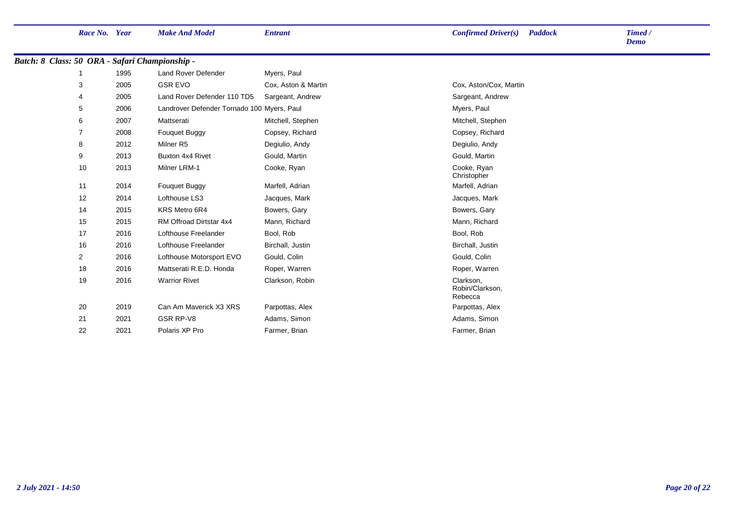| Race No. | Year | Make And Model | Entrant | Confirmed Driver(s) | Paddock | Timed / Demo |
|---|---|---|---|---|---|---|

***Batch: 8 Class: 50 ORA - Safari Championship -***

| Race No. | Year | Make And Model | Entrant | Confirmed Driver(s) | Paddock | Timed / Demo |
|---|---|---|---|---|---|---|
| 1 | 1995 | Land Rover Defender | Myers, Paul | | | |
| 3 | 2005 | GSR EVO | Cox, Aston & Martin | Cox, Aston/Cox, Martin | | |
| 4 | 2005 | Land Rover Defender 110 TD5 | Sargeant, Andrew | Sargeant, Andrew | | |
| 5 | 2006 | Landrover Defender Tornado 100 | Myers, Paul | Myers, Paul | | |
| 6 | 2007 | Mattserati | Mitchell, Stephen | Mitchell, Stephen | | |
| 7 | 2008 | Fouquet Buggy | Copsey, Richard | Copsey, Richard | | |
| 8 | 2012 | Milner R5 | Degiulio, Andy | Degiulio, Andy | | |
| 9 | 2013 | Buxton 4x4 Rivet | Gould, Martin | Gould, Martin | | |
| 10 | 2013 | Milner LRM-1 | Cooke, Ryan | Cooke, Ryan Christopher | | |
| 11 | 2014 | Fouquet Buggy | Marfell, Adrian | Marfell, Adrian | | |
| 12 | 2014 | Lofthouse LS3 | Jacques, Mark | Jacques, Mark | | |
| 14 | 2015 | KRS Metro 6R4 | Bowers, Gary | Bowers, Gary | | |
| 15 | 2015 | RM Offroad Dirtstar 4x4 | Mann, Richard | Mann, Richard | | |
| 17 | 2016 | Lofthouse Freelander | Bool, Rob | Bool, Rob | | |
| 16 | 2016 | Lofthouse Freelander | Birchall, Justin | Birchall, Justin | | |
| 2 | 2016 | Lofthouse Motorsport EVO | Gould, Colin | Gould, Colin | | |
| 18 | 2016 | Mattserati R.E.D. Honda | Roper, Warren | Roper, Warren | | |
| 19 | 2016 | Warrior Rivet | Clarkson, Robin | Clarkson, Robin/Clarkson, Rebecca | | |
| 20 | 2019 | Can Am Maverick X3 XRS | Parpottas, Alex | Parpottas, Alex | | |
| 21 | 2021 | GSR RP-V8 | Adams, Simon | Adams, Simon | | |
| 22 | 2021 | Polaris XP Pro | Farmer, Brian | Farmer, Brian | | |

*2 July 2021 - 14:50*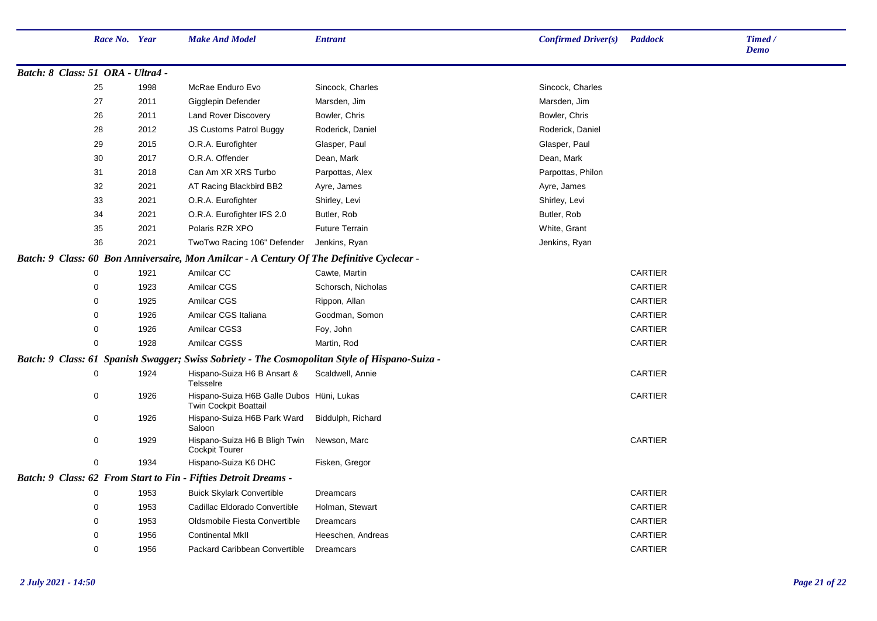| Race No. | Year | Make And Model | Entrant | Confirmed Driver(s) | Paddock | Timed / Demo |
|---|---|---|---|---|---|---|
| ***Batch: 8 Class: 51 ORA - Ultra4 -*** | | | | | | |
| 25 | 1998 | McRae Enduro Evo | Sincock, Charles | Sincock, Charles | | |
| 27 | 2011 | Gigglepin Defender | Marsden, Jim | Marsden, Jim | | |
| 26 | 2011 | Land Rover Discovery | Bowler, Chris | Bowler, Chris | | |
| 28 | 2012 | JS Customs Patrol Buggy | Roderick, Daniel | Roderick, Daniel | | |
| 29 | 2015 | O.R.A. Eurofighter | Glasper, Paul | Glasper, Paul | | |
| 30 | 2017 | O.R.A. Offender | Dean, Mark | Dean, Mark | | |
| 31 | 2018 | Can Am XR XRS Turbo | Parpottas, Alex | Parpottas, Philon | | |
| 32 | 2021 | AT Racing Blackbird BB2 | Ayre, James | Ayre, James | | |
| 33 | 2021 | O.R.A. Eurofighter | Shirley, Levi | Shirley, Levi | | |
| 34 | 2021 | O.R.A. Eurofighter IFS 2.0 | Butler, Rob | Butler, Rob | | |
| 35 | 2021 | Polaris RZR XPO | Future Terrain | White, Grant | | |
| 36 | 2021 | TwoTwo Racing 106" Defender | Jenkins, Ryan | Jenkins, Ryan | | |
| ***Batch: 9 Class: 60 Bon Anniversaire, Mon Amilcar - A Century Of The Definitive Cyclecar -*** | | | | | | |
| 0 | 1921 | Amilcar CC | Cawte, Martin | | CARTIER | |
| 0 | 1923 | Amilcar CGS | Schorsch, Nicholas | | CARTIER | |
| 0 | 1925 | Amilcar CGS | Rippon, Allan | | CARTIER | |
| 0 | 1926 | Amilcar CGS Italiana | Goodman, Somon | | CARTIER | |
| 0 | 1926 | Amilcar CGS3 | Foy, John | | CARTIER | |
| 0 | 1928 | Amilcar CGSS | Martin, Rod | | CARTIER | |
| ***Batch: 9 Class: 61 Spanish Swagger; Swiss Sobriety - The Cosmopolitan Style of Hispano-Suiza -*** | | | | | | |
| 0 | 1924 | Hispano-Suiza H6 B Ansart & Telsselre | Scaldwell, Annie | | CARTIER | |
| 0 | 1926 | Hispano-Suiza H6B Galle Dubos Twin Cockpit Boattail | Hüni, Lukas | | CARTIER | |
| 0 | 1926 | Hispano-Suiza H6B Park Ward Saloon | Biddulph, Richard | | | |
| 0 | 1929 | Hispano-Suiza H6 B Bligh Twin Cockpit Tourer | Newson, Marc | | CARTIER | |
| 0 | 1934 | Hispano-Suiza K6 DHC | Fisken, Gregor | | | |
| ***Batch: 9 Class: 62 From Start to Fin - Fifties Detroit Dreams -*** | | | | | | |
| 0 | 1953 | Buick Skylark Convertible | Dreamcars | | CARTIER | |
| 0 | 1953 | Cadillac Eldorado Convertible | Holman, Stewart | | CARTIER | |
| 0 | 1953 | Oldsmobile Fiesta Convertible | Dreamcars | | CARTIER | |
| 0 | 1956 | Continental MkII | Heeschen, Andreas | | CARTIER | |
| 0 | 1956 | Packard Caribbean Convertible | Dreamcars | | CARTIER | |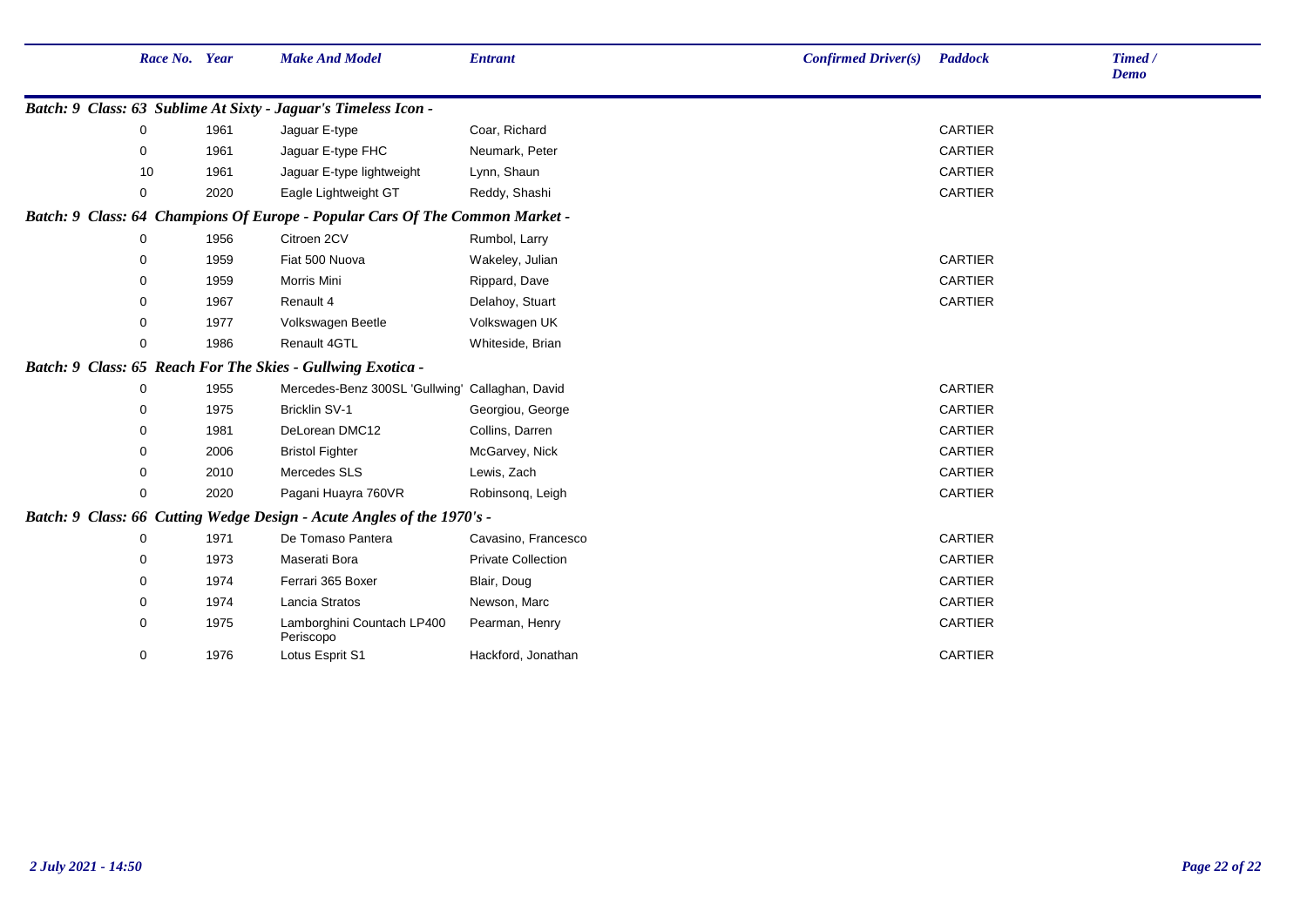| Race No. | Year | Make And Model | Entrant | Confirmed Driver(s) | Paddock | Timed / Demo |
|---|---|---|---|---|---|---|
| **Batch: 9 Class: 63 Sublime At Sixty - Jaguar's Timeless Icon -** | | | | | | |
| 0 | 1961 | Jaguar E-type | Coar, Richard | | CARTIER | |
| 0 | 1961 | Jaguar E-type FHC | Neumark, Peter | | CARTIER | |
| 10 | 1961 | Jaguar E-type lightweight | Lynn, Shaun | | CARTIER | |
| 0 | 2020 | Eagle Lightweight GT | Reddy, Shashi | | CARTIER | |
| **Batch: 9 Class: 64 Champions Of Europe - Popular Cars Of The Common Market -** | | | | | | |
| 0 | 1956 | Citroen 2CV | Rumbol, Larry | | | |
| 0 | 1959 | Fiat 500 Nuova | Wakeley, Julian | | CARTIER | |
| 0 | 1959 | Morris Mini | Rippard, Dave | | CARTIER | |
| 0 | 1967 | Renault 4 | Delahoy, Stuart | | CARTIER | |
| 0 | 1977 | Volkswagen Beetle | Volkswagen UK | | | |
| 0 | 1986 | Renault 4GTL | Whiteside, Brian | | | |
| **Batch: 9 Class: 65 Reach For The Skies - Gullwing Exotica -** | | | | | | |
| 0 | 1955 | Mercedes-Benz 300SL 'Gullwing' | Callaghan, David | | CARTIER | |
| 0 | 1975 | Bricklin SV-1 | Georgiou, George | | CARTIER | |
| 0 | 1981 | DeLorean DMC12 | Collins, Darren | | CARTIER | |
| 0 | 2006 | Bristol Fighter | McGarvey, Nick | | CARTIER | |
| 0 | 2010 | Mercedes SLS | Lewis, Zach | | CARTIER | |
| 0 | 2020 | Pagani Huayra 760VR | Robinsonq, Leigh | | CARTIER | |
| **Batch: 9 Class: 66 Cutting Wedge Design - Acute Angles of the 1970's -** | | | | | | |
| 0 | 1971 | De Tomaso Pantera | Cavasino, Francesco | | CARTIER | |
| 0 | 1973 | Maserati Bora | Private Collection | | CARTIER | |
| 0 | 1974 | Ferrari 365 Boxer | Blair, Doug | | CARTIER | |
| 0 | 1974 | Lancia Stratos | Newson, Marc | | CARTIER | |
| 0 | 1975 | Lamborghini Countach LP400 Periscopo | Pearman, Henry | | CARTIER | |
| 0 | 1976 | Lotus Esprit S1 | Hackford, Jonathan | | CARTIER | |

*2 July 2021 - 14:50*